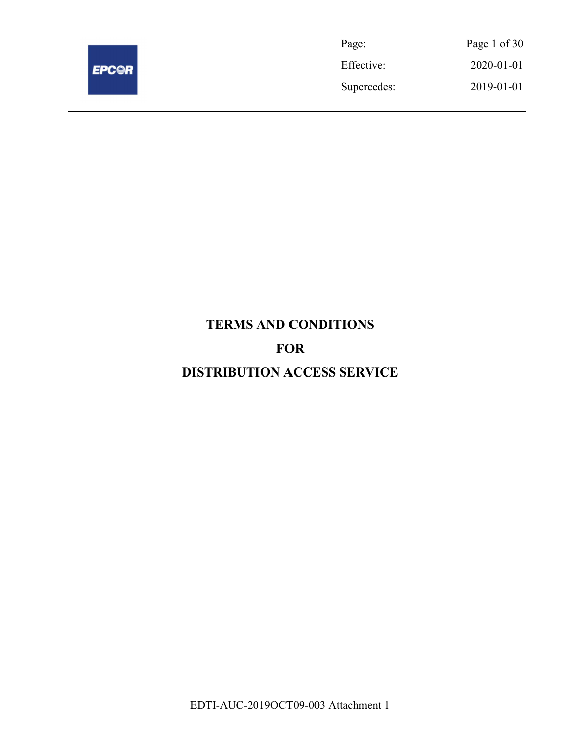# TERMS AND CONDITIONS

# FOR

# DISTRIBUTION ACCESS SERVICE

EDTI-AUC-2019OCT09-003 Attachment 1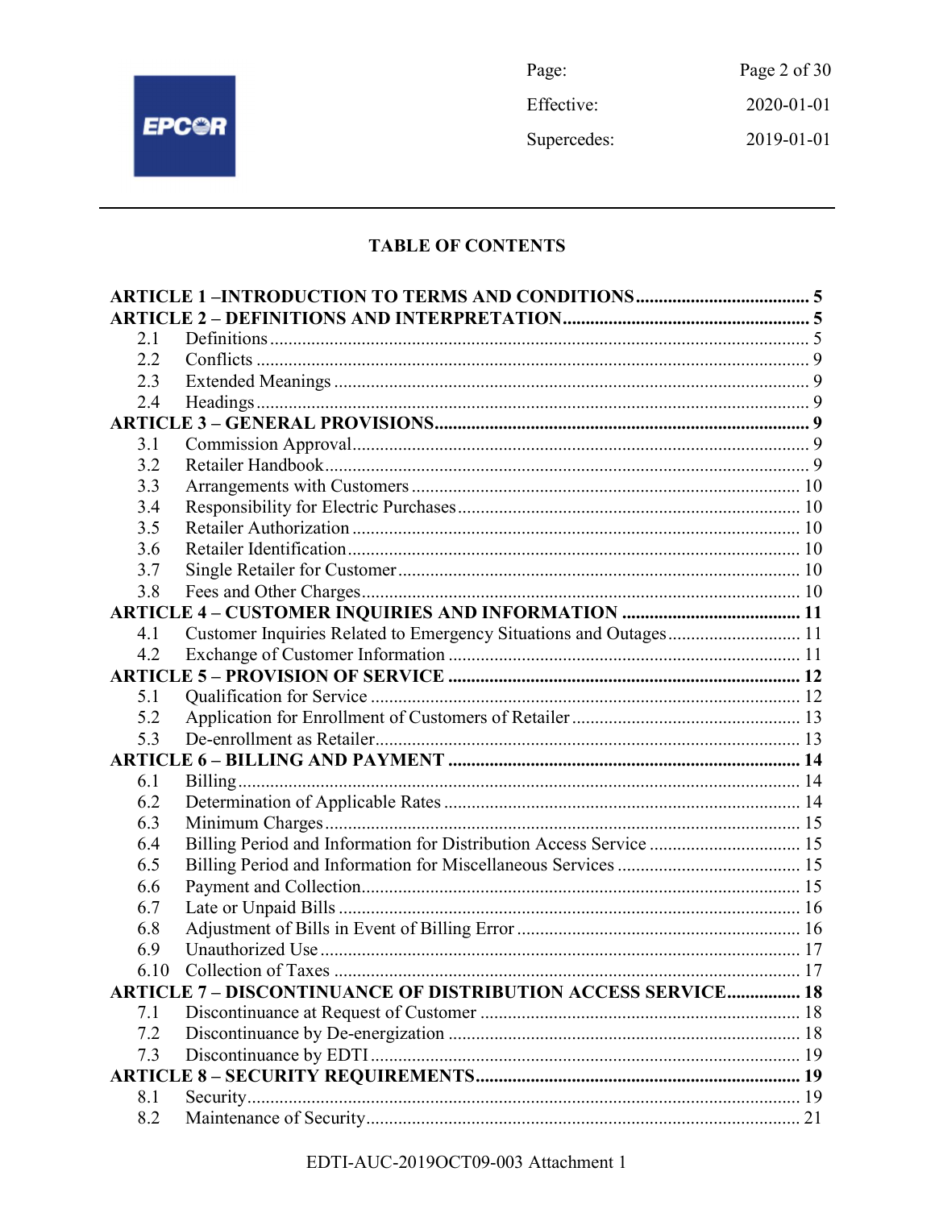## TABLE OF CONTENTS

**ARTICLE 1 –INTRODUCTION TO TERMS AND CONDITIONS ...... 5**

**ARTICLE 2 – DEFINITIONS AND INTERPRETATION ...... 5**

- 2.1 Definitions ...... 5
- 2.2 Conflicts ...... 9
- 2.3 Extended Meanings ...... 9
- 2.4 Headings ...... 9

**ARTICLE 3 – GENERAL PROVISIONS ...... 9**

- 3.1 Commission Approval ...... 9
- 3.2 Retailer Handbook ...... 9
- 3.3 Arrangements with Customers ...... 10
- 3.4 Responsibility for Electric Purchases ...... 10
- 3.5 Retailer Authorization ...... 10
- 3.6 Retailer Identification ...... 10
- 3.7 Single Retailer for Customer ...... 10
- 3.8 Fees and Other Charges ...... 10

**ARTICLE 4 – CUSTOMER INQUIRIES AND INFORMATION ...... 11**

- 4.1 Customer Inquiries Related to Emergency Situations and Outages ...... 11
- 4.2 Exchange of Customer Information ...... 11

**ARTICLE 5 – PROVISION OF SERVICE ...... 12**

- 5.1 Qualification for Service ...... 12
- 5.2 Application for Enrollment of Customers of Retailer ...... 13
- 5.3 De-enrollment as Retailer ...... 13

**ARTICLE 6 – BILLING AND PAYMENT ...... 14**

- 6.1 Billing ...... 14
- 6.2 Determination of Applicable Rates ...... 14
- 6.3 Minimum Charges ...... 15
- 6.4 Billing Period and Information for Distribution Access Service ...... 15
- 6.5 Billing Period and Information for Miscellaneous Services ...... 15
- 6.6 Payment and Collection ...... 15
- 6.7 Late or Unpaid Bills ...... 16
- 6.8 Adjustment of Bills in Event of Billing Error ...... 16
- 6.9 Unauthorized Use ...... 17
- 6.10 Collection of Taxes ...... 17

**ARTICLE 7 – DISCONTINUANCE OF DISTRIBUTION ACCESS SERVICE ...... 18**

- 7.1 Discontinuance at Request of Customer ...... 18
- 7.2 Discontinuance by De-energization ...... 18
- 7.3 Discontinuance by EDTI ...... 19

**ARTICLE 8 – SECURITY REQUIREMENTS ...... 19**

- 8.1 Security ...... 19
- 8.2 Maintenance of Security ...... 21

EDTI-AUC-2019OCT09-003 Attachment 1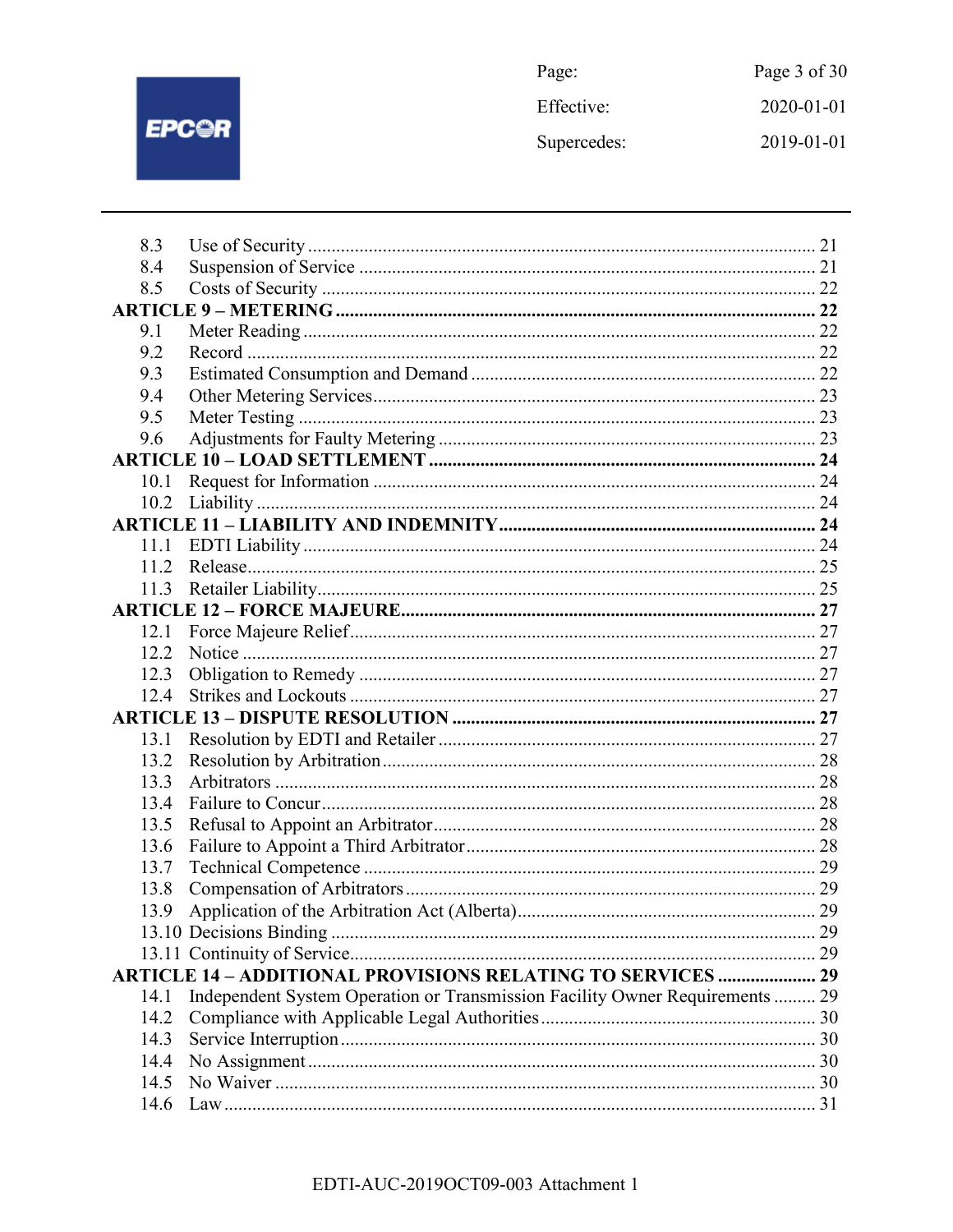8.3 Use of Security ... 21
8.4 Suspension of Service ... 21
8.5 Costs of Security ... 22

**ARTICLE 9 – METERING ... 22**

9.1 Meter Reading ... 22
9.2 Record ... 22
9.3 Estimated Consumption and Demand ... 22
9.4 Other Metering Services ... 23
9.5 Meter Testing ... 23
9.6 Adjustments for Faulty Metering ... 23

**ARTICLE 10 – LOAD SETTLEMENT ... 24**

10.1 Request for Information ... 24
10.2 Liability ... 24

**ARTICLE 11 – LIABILITY AND INDEMNITY ... 24**

11.1 EDTI Liability ... 24
11.2 Release ... 25
11.3 Retailer Liability ... 25

**ARTICLE 12 – FORCE MAJEURE ... 27**

12.1 Force Majeure Relief ... 27
12.2 Notice ... 27
12.3 Obligation to Remedy ... 27
12.4 Strikes and Lockouts ... 27

**ARTICLE 13 – DISPUTE RESOLUTION ... 27**

13.1 Resolution by EDTI and Retailer ... 27
13.2 Resolution by Arbitration ... 28
13.3 Arbitrators ... 28
13.4 Failure to Concur ... 28
13.5 Refusal to Appoint an Arbitrator ... 28
13.6 Failure to Appoint a Third Arbitrator ... 28
13.7 Technical Competence ... 29
13.8 Compensation of Arbitrators ... 29
13.9 Application of the Arbitration Act (Alberta) ... 29
13.10 Decisions Binding ... 29
13.11 Continuity of Service ... 29

**ARTICLE 14 – ADDITIONAL PROVISIONS RELATING TO SERVICES ... 29**

14.1 Independent System Operation or Transmission Facility Owner Requirements ... 29
14.2 Compliance with Applicable Legal Authorities ... 30
14.3 Service Interruption ... 30
14.4 No Assignment ... 30
14.5 No Waiver ... 30
14.6 Law ... 31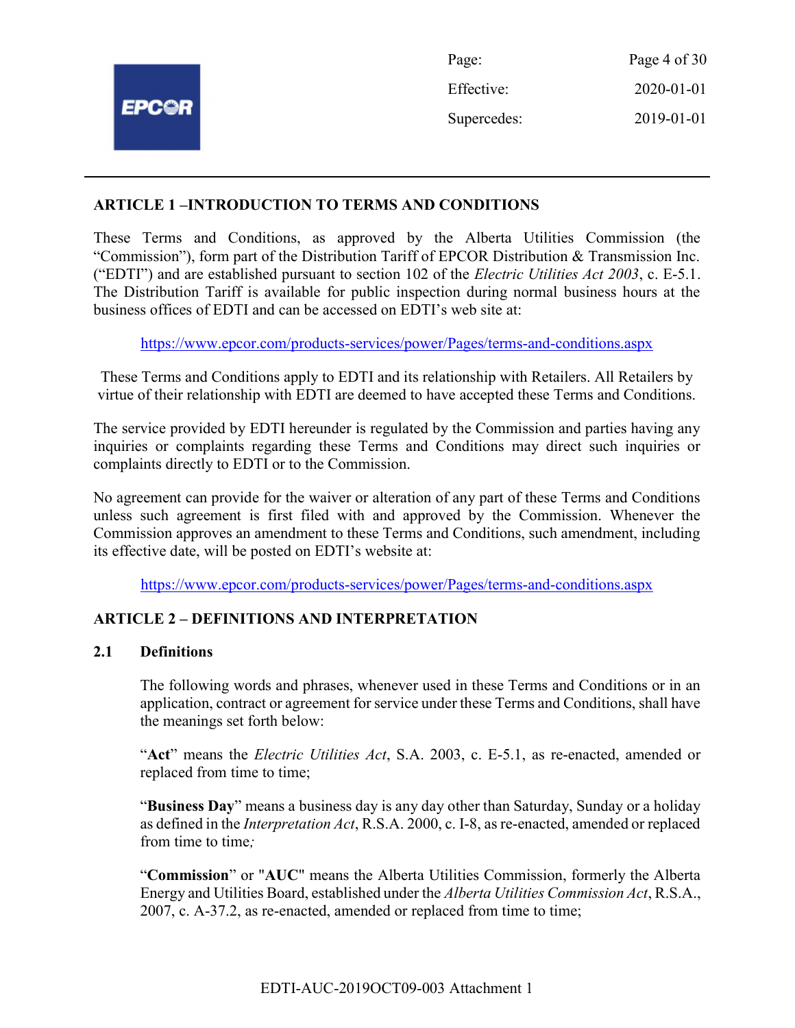## ARTICLE 1 –INTRODUCTION TO TERMS AND CONDITIONS

These Terms and Conditions, as approved by the Alberta Utilities Commission (the "Commission"), form part of the Distribution Tariff of EPCOR Distribution & Transmission Inc. ("EDTI") and are established pursuant to section 102 of the *Electric Utilities Act 2003*, c. E-5.1. The Distribution Tariff is available for public inspection during normal business hours at the business offices of EDTI and can be accessed on EDTI's web site at:

https://www.epcor.com/products-services/power/Pages/terms-and-conditions.aspx

These Terms and Conditions apply to EDTI and its relationship with Retailers. All Retailers by virtue of their relationship with EDTI are deemed to have accepted these Terms and Conditions.

The service provided by EDTI hereunder is regulated by the Commission and parties having any inquiries or complaints regarding these Terms and Conditions may direct such inquiries or complaints directly to EDTI or to the Commission.

No agreement can provide for the waiver or alteration of any part of these Terms and Conditions unless such agreement is first filed with and approved by the Commission. Whenever the Commission approves an amendment to these Terms and Conditions, such amendment, including its effective date, will be posted on EDTI's website at:

https://www.epcor.com/products-services/power/Pages/terms-and-conditions.aspx

## ARTICLE 2 – DEFINITIONS AND INTERPRETATION

### 2.1 Definitions

The following words and phrases, whenever used in these Terms and Conditions or in an application, contract or agreement for service under these Terms and Conditions, shall have the meanings set forth below:

"**Act**" means the *Electric Utilities Act*, S.A. 2003, c. E-5.1, as re-enacted, amended or replaced from time to time;

"**Business Day**" means a business day is any day other than Saturday, Sunday or a holiday as defined in the *Interpretation Act*, R.S.A. 2000, c. I-8, as re-enacted, amended or replaced from time to time*;*

"**Commission**" or "**AUC**" means the Alberta Utilities Commission, formerly the Alberta Energy and Utilities Board, established under the *Alberta Utilities Commission Act*, R.S.A., 2007, c. A-37.2, as re-enacted, amended or replaced from time to time;

EDTI-AUC-2019OCT09-003 Attachment 1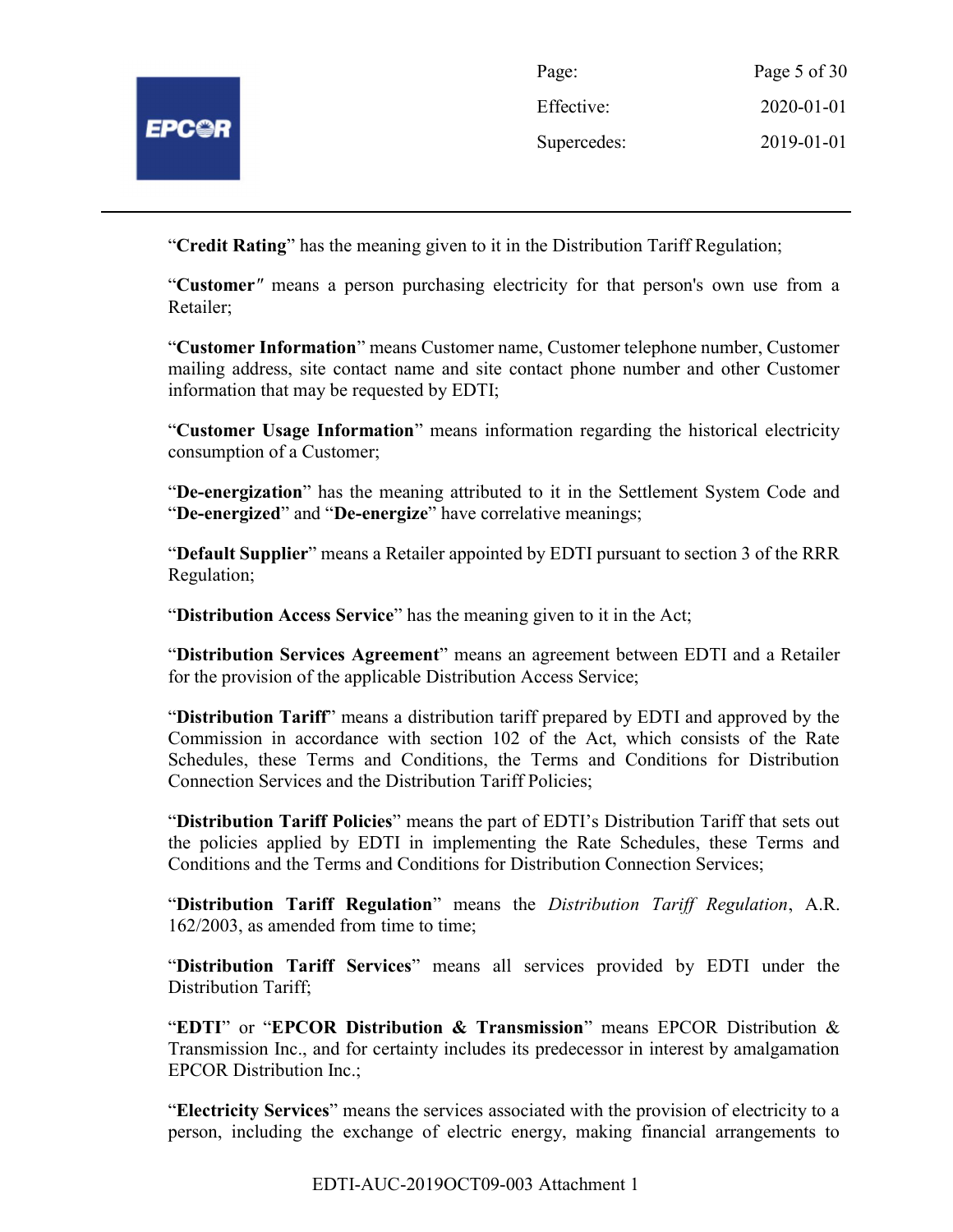"**Credit Rating**" has the meaning given to it in the Distribution Tariff Regulation;

"**Customer**" means a person purchasing electricity for that person's own use from a Retailer;

"**Customer Information**" means Customer name, Customer telephone number, Customer mailing address, site contact name and site contact phone number and other Customer information that may be requested by EDTI;

"**Customer Usage Information**" means information regarding the historical electricity consumption of a Customer;

"**De-energization**" has the meaning attributed to it in the Settlement System Code and "**De-energized**" and "**De-energize**" have correlative meanings;

"**Default Supplier**" means a Retailer appointed by EDTI pursuant to section 3 of the RRR Regulation;

"**Distribution Access Service**" has the meaning given to it in the Act;

"**Distribution Services Agreement**" means an agreement between EDTI and a Retailer for the provision of the applicable Distribution Access Service;

"**Distribution Tariff**" means a distribution tariff prepared by EDTI and approved by the Commission in accordance with section 102 of the Act, which consists of the Rate Schedules, these Terms and Conditions, the Terms and Conditions for Distribution Connection Services and the Distribution Tariff Policies;

"**Distribution Tariff Policies**" means the part of EDTI's Distribution Tariff that sets out the policies applied by EDTI in implementing the Rate Schedules, these Terms and Conditions and the Terms and Conditions for Distribution Connection Services;

"**Distribution Tariff Regulation**" means the *Distribution Tariff Regulation*, A.R. 162/2003, as amended from time to time;

"**Distribution Tariff Services**" means all services provided by EDTI under the Distribution Tariff;

"**EDTI**" or "**EPCOR Distribution & Transmission**" means EPCOR Distribution & Transmission Inc., and for certainty includes its predecessor in interest by amalgamation EPCOR Distribution Inc.;

"**Electricity Services**" means the services associated with the provision of electricity to a person, including the exchange of electric energy, making financial arrangements to

EDTI-AUC-2019OCT09-003 Attachment 1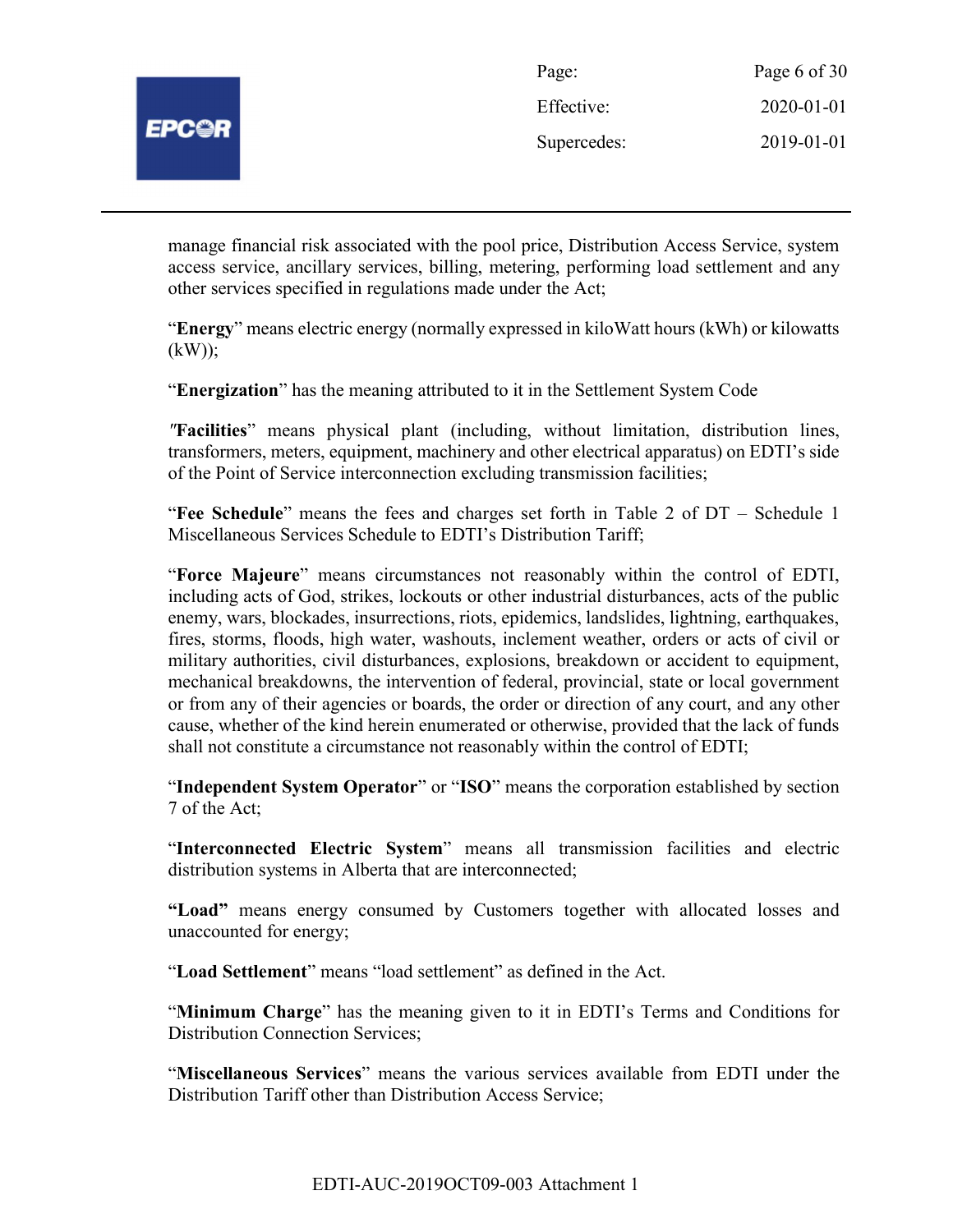manage financial risk associated with the pool price, Distribution Access Service, system access service, ancillary services, billing, metering, performing load settlement and any other services specified in regulations made under the Act;

"**Energy**" means electric energy (normally expressed in kiloWatt hours (kWh) or kilowatts (kW));

"**Energization**" has the meaning attributed to it in the Settlement System Code

"**Facilities**" means physical plant (including, without limitation, distribution lines, transformers, meters, equipment, machinery and other electrical apparatus) on EDTI's side of the Point of Service interconnection excluding transmission facilities;

"**Fee Schedule**" means the fees and charges set forth in Table 2 of DT – Schedule 1 Miscellaneous Services Schedule to EDTI's Distribution Tariff;

"**Force Majeure**" means circumstances not reasonably within the control of EDTI, including acts of God, strikes, lockouts or other industrial disturbances, acts of the public enemy, wars, blockades, insurrections, riots, epidemics, landslides, lightning, earthquakes, fires, storms, floods, high water, washouts, inclement weather, orders or acts of civil or military authorities, civil disturbances, explosions, breakdown or accident to equipment, mechanical breakdowns, the intervention of federal, provincial, state or local government or from any of their agencies or boards, the order or direction of any court, and any other cause, whether of the kind herein enumerated or otherwise, provided that the lack of funds shall not constitute a circumstance not reasonably within the control of EDTI;

"**Independent System Operator**" or "**ISO**" means the corporation established by section 7 of the Act;

"**Interconnected Electric System**" means all transmission facilities and electric distribution systems in Alberta that are interconnected;

**"Load"** means energy consumed by Customers together with allocated losses and unaccounted for energy;

"**Load Settlement**" means "load settlement" as defined in the Act.

"**Minimum Charge**" has the meaning given to it in EDTI's Terms and Conditions for Distribution Connection Services;

"**Miscellaneous Services**" means the various services available from EDTI under the Distribution Tariff other than Distribution Access Service;

EDTI-AUC-2019OCT09-003 Attachment 1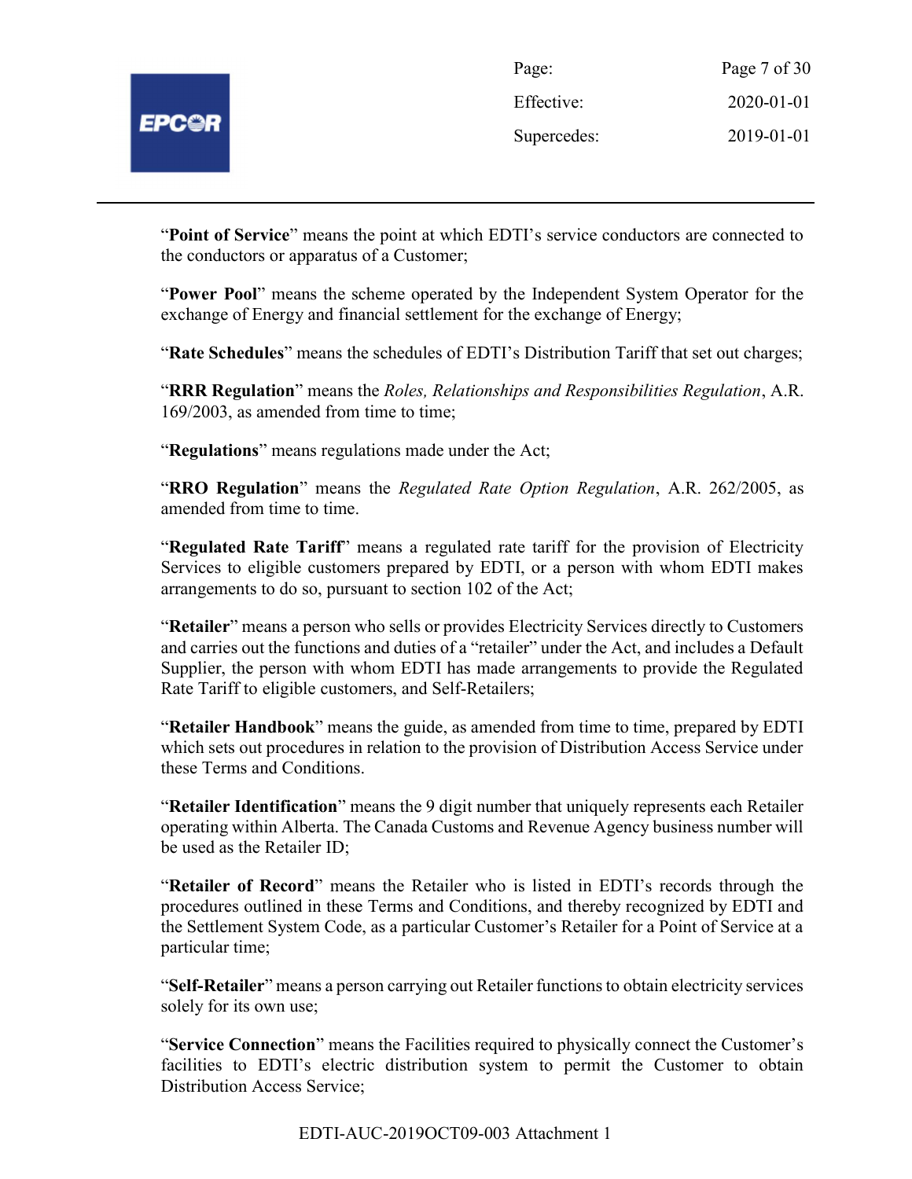"**Point of Service**" means the point at which EDTI's service conductors are connected to the conductors or apparatus of a Customer;

"**Power Pool**" means the scheme operated by the Independent System Operator for the exchange of Energy and financial settlement for the exchange of Energy;

"**Rate Schedules**" means the schedules of EDTI's Distribution Tariff that set out charges;

"**RRR Regulation**" means the *Roles, Relationships and Responsibilities Regulation*, A.R. 169/2003, as amended from time to time;

"**Regulations**" means regulations made under the Act;

"**RRO Regulation**" means the *Regulated Rate Option Regulation*, A.R. 262/2005, as amended from time to time.

"**Regulated Rate Tariff**" means a regulated rate tariff for the provision of Electricity Services to eligible customers prepared by EDTI, or a person with whom EDTI makes arrangements to do so, pursuant to section 102 of the Act;

"**Retailer**" means a person who sells or provides Electricity Services directly to Customers and carries out the functions and duties of a "retailer" under the Act, and includes a Default Supplier, the person with whom EDTI has made arrangements to provide the Regulated Rate Tariff to eligible customers, and Self-Retailers;

"**Retailer Handbook**" means the guide, as amended from time to time, prepared by EDTI which sets out procedures in relation to the provision of Distribution Access Service under these Terms and Conditions.

"**Retailer Identification**" means the 9 digit number that uniquely represents each Retailer operating within Alberta. The Canada Customs and Revenue Agency business number will be used as the Retailer ID;

"**Retailer of Record**" means the Retailer who is listed in EDTI's records through the procedures outlined in these Terms and Conditions, and thereby recognized by EDTI and the Settlement System Code, as a particular Customer's Retailer for a Point of Service at a particular time;

"**Self-Retailer**" means a person carrying out Retailer functions to obtain electricity services solely for its own use;

"**Service Connection**" means the Facilities required to physically connect the Customer's facilities to EDTI's electric distribution system to permit the Customer to obtain Distribution Access Service;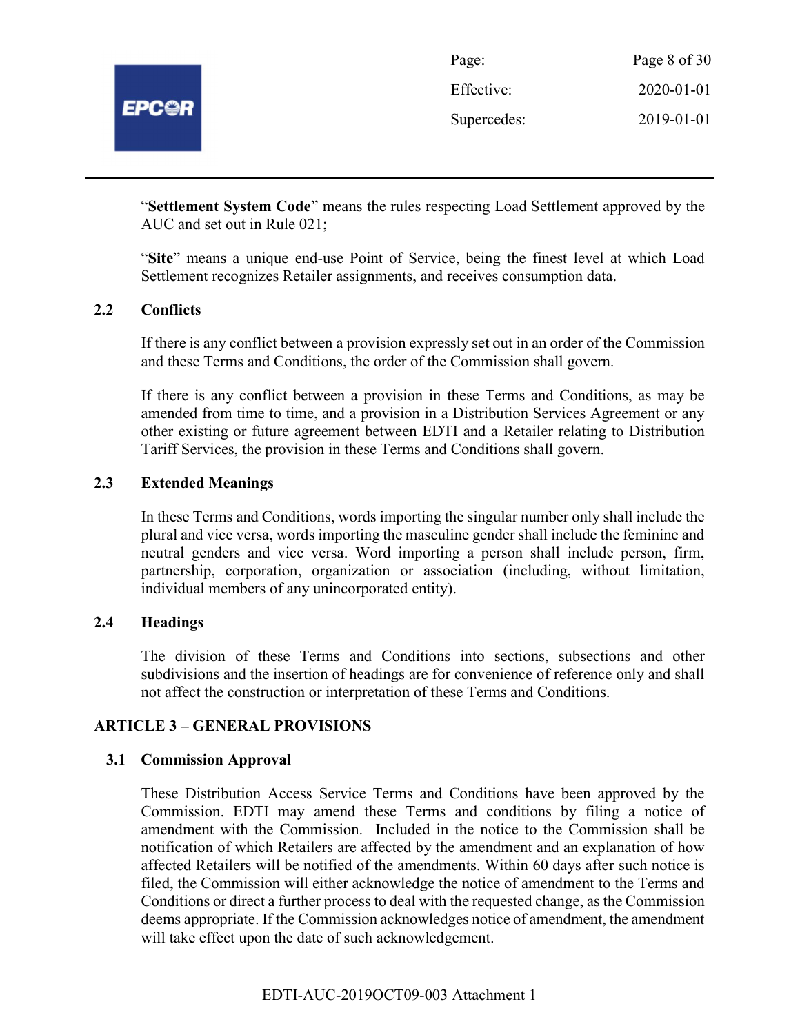"**Settlement System Code**" means the rules respecting Load Settlement approved by the AUC and set out in Rule 021;

"**Site**" means a unique end-use Point of Service, being the finest level at which Load Settlement recognizes Retailer assignments, and receives consumption data.

### 2.2 Conflicts

If there is any conflict between a provision expressly set out in an order of the Commission and these Terms and Conditions, the order of the Commission shall govern.

If there is any conflict between a provision in these Terms and Conditions, as may be amended from time to time, and a provision in a Distribution Services Agreement or any other existing or future agreement between EDTI and a Retailer relating to Distribution Tariff Services, the provision in these Terms and Conditions shall govern.

### 2.3 Extended Meanings

In these Terms and Conditions, words importing the singular number only shall include the plural and vice versa, words importing the masculine gender shall include the feminine and neutral genders and vice versa. Word importing a person shall include person, firm, partnership, corporation, organization or association (including, without limitation, individual members of any unincorporated entity).

### 2.4 Headings

The division of these Terms and Conditions into sections, subsections and other subdivisions and the insertion of headings are for convenience of reference only and shall not affect the construction or interpretation of these Terms and Conditions.

## ARTICLE 3 – GENERAL PROVISIONS

### 3.1 Commission Approval

These Distribution Access Service Terms and Conditions have been approved by the Commission. EDTI may amend these Terms and conditions by filing a notice of amendment with the Commission. Included in the notice to the Commission shall be notification of which Retailers are affected by the amendment and an explanation of how affected Retailers will be notified of the amendments. Within 60 days after such notice is filed, the Commission will either acknowledge the notice of amendment to the Terms and Conditions or direct a further process to deal with the requested change, as the Commission deems appropriate. If the Commission acknowledges notice of amendment, the amendment will take effect upon the date of such acknowledgement.

EDTI-AUC-2019OCT09-003 Attachment 1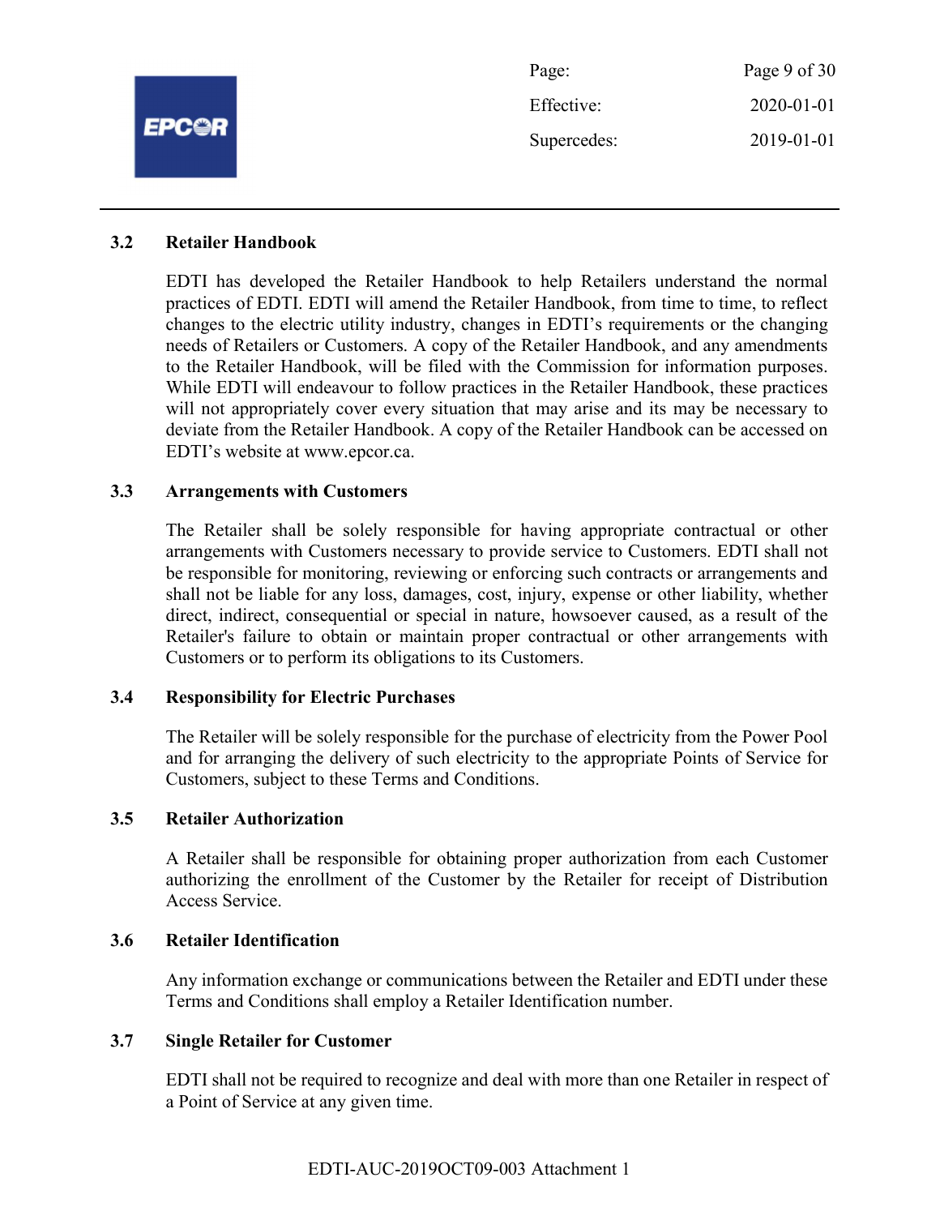### 3.2 Retailer Handbook

EDTI has developed the Retailer Handbook to help Retailers understand the normal practices of EDTI. EDTI will amend the Retailer Handbook, from time to time, to reflect changes to the electric utility industry, changes in EDTI's requirements or the changing needs of Retailers or Customers. A copy of the Retailer Handbook, and any amendments to the Retailer Handbook, will be filed with the Commission for information purposes. While EDTI will endeavour to follow practices in the Retailer Handbook, these practices will not appropriately cover every situation that may arise and its may be necessary to deviate from the Retailer Handbook. A copy of the Retailer Handbook can be accessed on EDTI's website at www.epcor.ca.

### 3.3 Arrangements with Customers

The Retailer shall be solely responsible for having appropriate contractual or other arrangements with Customers necessary to provide service to Customers. EDTI shall not be responsible for monitoring, reviewing or enforcing such contracts or arrangements and shall not be liable for any loss, damages, cost, injury, expense or other liability, whether direct, indirect, consequential or special in nature, howsoever caused, as a result of the Retailer's failure to obtain or maintain proper contractual or other arrangements with Customers or to perform its obligations to its Customers.

### 3.4 Responsibility for Electric Purchases

The Retailer will be solely responsible for the purchase of electricity from the Power Pool and for arranging the delivery of such electricity to the appropriate Points of Service for Customers, subject to these Terms and Conditions.

### 3.5 Retailer Authorization

A Retailer shall be responsible for obtaining proper authorization from each Customer authorizing the enrollment of the Customer by the Retailer for receipt of Distribution Access Service.

### 3.6 Retailer Identification

Any information exchange or communications between the Retailer and EDTI under these Terms and Conditions shall employ a Retailer Identification number.

### 3.7 Single Retailer for Customer

EDTI shall not be required to recognize and deal with more than one Retailer in respect of a Point of Service at any given time.

EDTI-AUC-2019OCT09-003 Attachment 1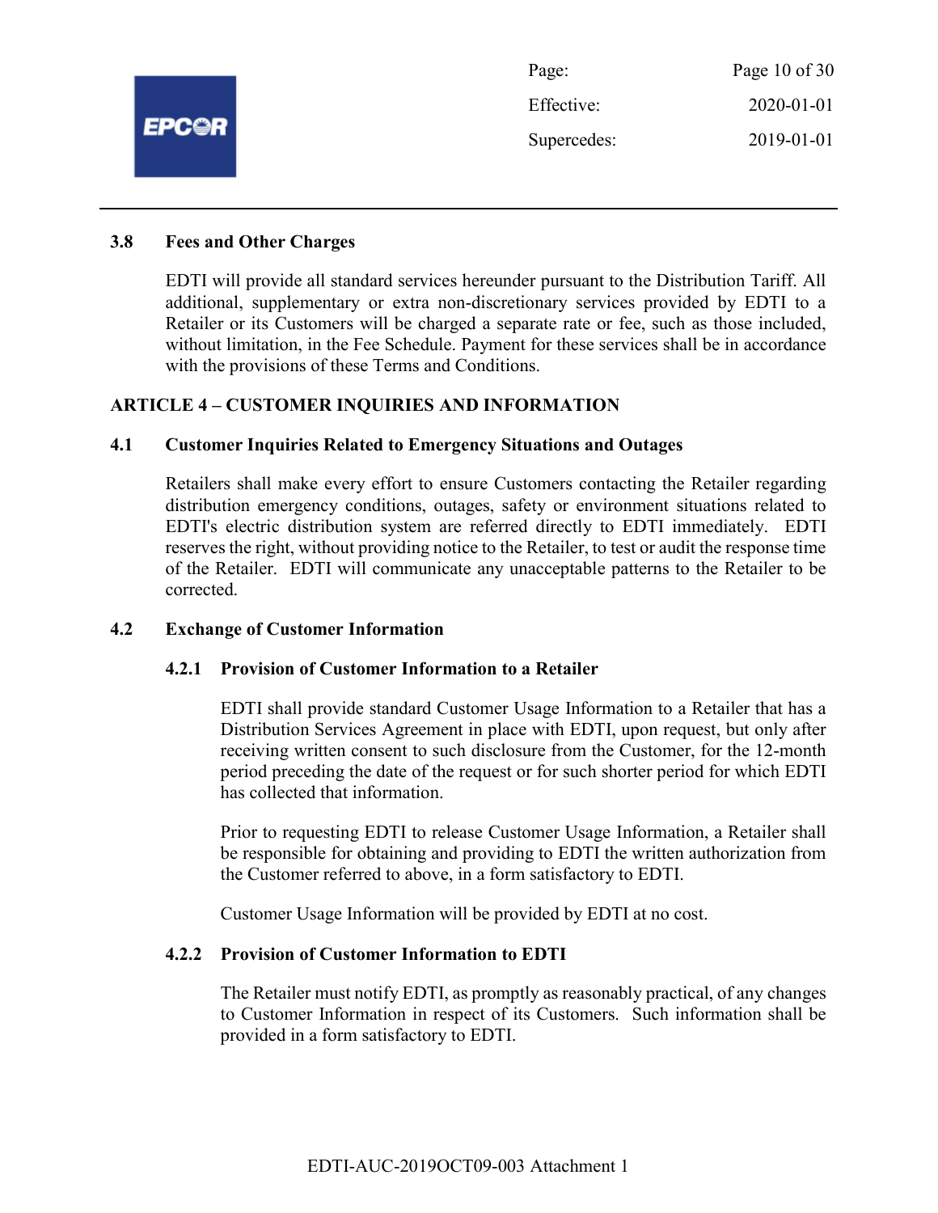### 3.8 Fees and Other Charges

EDTI will provide all standard services hereunder pursuant to the Distribution Tariff. All additional, supplementary or extra non-discretionary services provided by EDTI to a Retailer or its Customers will be charged a separate rate or fee, such as those included, without limitation, in the Fee Schedule. Payment for these services shall be in accordance with the provisions of these Terms and Conditions.

## ARTICLE 4 – CUSTOMER INQUIRIES AND INFORMATION

### 4.1 Customer Inquiries Related to Emergency Situations and Outages

Retailers shall make every effort to ensure Customers contacting the Retailer regarding distribution emergency conditions, outages, safety or environment situations related to EDTI's electric distribution system are referred directly to EDTI immediately. EDTI reserves the right, without providing notice to the Retailer, to test or audit the response time of the Retailer. EDTI will communicate any unacceptable patterns to the Retailer to be corrected.

### 4.2 Exchange of Customer Information

#### 4.2.1 Provision of Customer Information to a Retailer

EDTI shall provide standard Customer Usage Information to a Retailer that has a Distribution Services Agreement in place with EDTI, upon request, but only after receiving written consent to such disclosure from the Customer, for the 12-month period preceding the date of the request or for such shorter period for which EDTI has collected that information.

Prior to requesting EDTI to release Customer Usage Information, a Retailer shall be responsible for obtaining and providing to EDTI the written authorization from the Customer referred to above, in a form satisfactory to EDTI.

Customer Usage Information will be provided by EDTI at no cost.

#### 4.2.2 Provision of Customer Information to EDTI

The Retailer must notify EDTI, as promptly as reasonably practical, of any changes to Customer Information in respect of its Customers. Such information shall be provided in a form satisfactory to EDTI.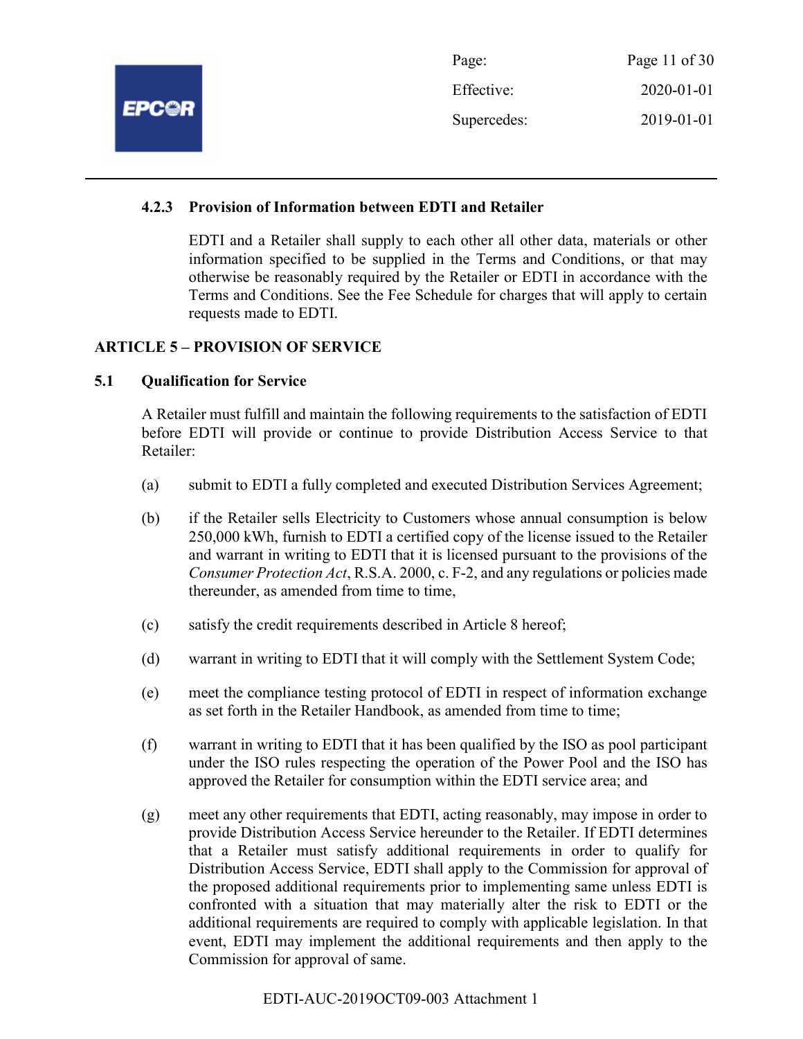#### 4.2.3 Provision of Information between EDTI and Retailer

EDTI and a Retailer shall supply to each other all other data, materials or other information specified to be supplied in the Terms and Conditions, or that may otherwise be reasonably required by the Retailer or EDTI in accordance with the Terms and Conditions. See the Fee Schedule for charges that will apply to certain requests made to EDTI.

## ARTICLE 5 – PROVISION OF SERVICE

### 5.1 Qualification for Service

A Retailer must fulfill and maintain the following requirements to the satisfaction of EDTI before EDTI will provide or continue to provide Distribution Access Service to that Retailer:

(a) submit to EDTI a fully completed and executed Distribution Services Agreement;

(b) if the Retailer sells Electricity to Customers whose annual consumption is below 250,000 kWh, furnish to EDTI a certified copy of the license issued to the Retailer and warrant in writing to EDTI that it is licensed pursuant to the provisions of the *Consumer Protection Act*, R.S.A. 2000, c. F-2, and any regulations or policies made thereunder, as amended from time to time,

(c) satisfy the credit requirements described in Article 8 hereof;

(d) warrant in writing to EDTI that it will comply with the Settlement System Code;

(e) meet the compliance testing protocol of EDTI in respect of information exchange as set forth in the Retailer Handbook, as amended from time to time;

(f) warrant in writing to EDTI that it has been qualified by the ISO as pool participant under the ISO rules respecting the operation of the Power Pool and the ISO has approved the Retailer for consumption within the EDTI service area; and

(g) meet any other requirements that EDTI, acting reasonably, may impose in order to provide Distribution Access Service hereunder to the Retailer. If EDTI determines that a Retailer must satisfy additional requirements in order to qualify for Distribution Access Service, EDTI shall apply to the Commission for approval of the proposed additional requirements prior to implementing same unless EDTI is confronted with a situation that may materially alter the risk to EDTI or the additional requirements are required to comply with applicable legislation. In that event, EDTI may implement the additional requirements and then apply to the Commission for approval of same.

EDTI-AUC-2019OCT09-003 Attachment 1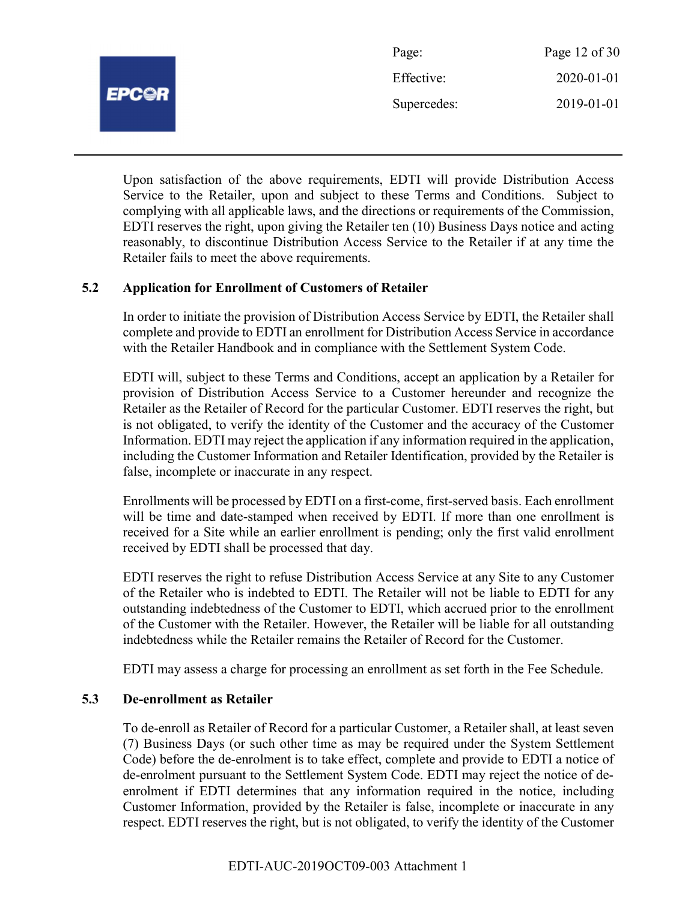Upon satisfaction of the above requirements, EDTI will provide Distribution Access Service to the Retailer, upon and subject to these Terms and Conditions. Subject to complying with all applicable laws, and the directions or requirements of the Commission, EDTI reserves the right, upon giving the Retailer ten (10) Business Days notice and acting reasonably, to discontinue Distribution Access Service to the Retailer if at any time the Retailer fails to meet the above requirements.

### 5.2 Application for Enrollment of Customers of Retailer

In order to initiate the provision of Distribution Access Service by EDTI, the Retailer shall complete and provide to EDTI an enrollment for Distribution Access Service in accordance with the Retailer Handbook and in compliance with the Settlement System Code.

EDTI will, subject to these Terms and Conditions, accept an application by a Retailer for provision of Distribution Access Service to a Customer hereunder and recognize the Retailer as the Retailer of Record for the particular Customer. EDTI reserves the right, but is not obligated, to verify the identity of the Customer and the accuracy of the Customer Information. EDTI may reject the application if any information required in the application, including the Customer Information and Retailer Identification, provided by the Retailer is false, incomplete or inaccurate in any respect.

Enrollments will be processed by EDTI on a first-come, first-served basis. Each enrollment will be time and date-stamped when received by EDTI. If more than one enrollment is received for a Site while an earlier enrollment is pending; only the first valid enrollment received by EDTI shall be processed that day.

EDTI reserves the right to refuse Distribution Access Service at any Site to any Customer of the Retailer who is indebted to EDTI. The Retailer will not be liable to EDTI for any outstanding indebtedness of the Customer to EDTI, which accrued prior to the enrollment of the Customer with the Retailer. However, the Retailer will be liable for all outstanding indebtedness while the Retailer remains the Retailer of Record for the Customer.

EDTI may assess a charge for processing an enrollment as set forth in the Fee Schedule.

### 5.3 De-enrollment as Retailer

To de-enroll as Retailer of Record for a particular Customer, a Retailer shall, at least seven (7) Business Days (or such other time as may be required under the System Settlement Code) before the de-enrolment is to take effect, complete and provide to EDTI a notice of de-enrolment pursuant to the Settlement System Code. EDTI may reject the notice of de-enrolment if EDTI determines that any information required in the notice, including Customer Information, provided by the Retailer is false, incomplete or inaccurate in any respect. EDTI reserves the right, but is not obligated, to verify the identity of the Customer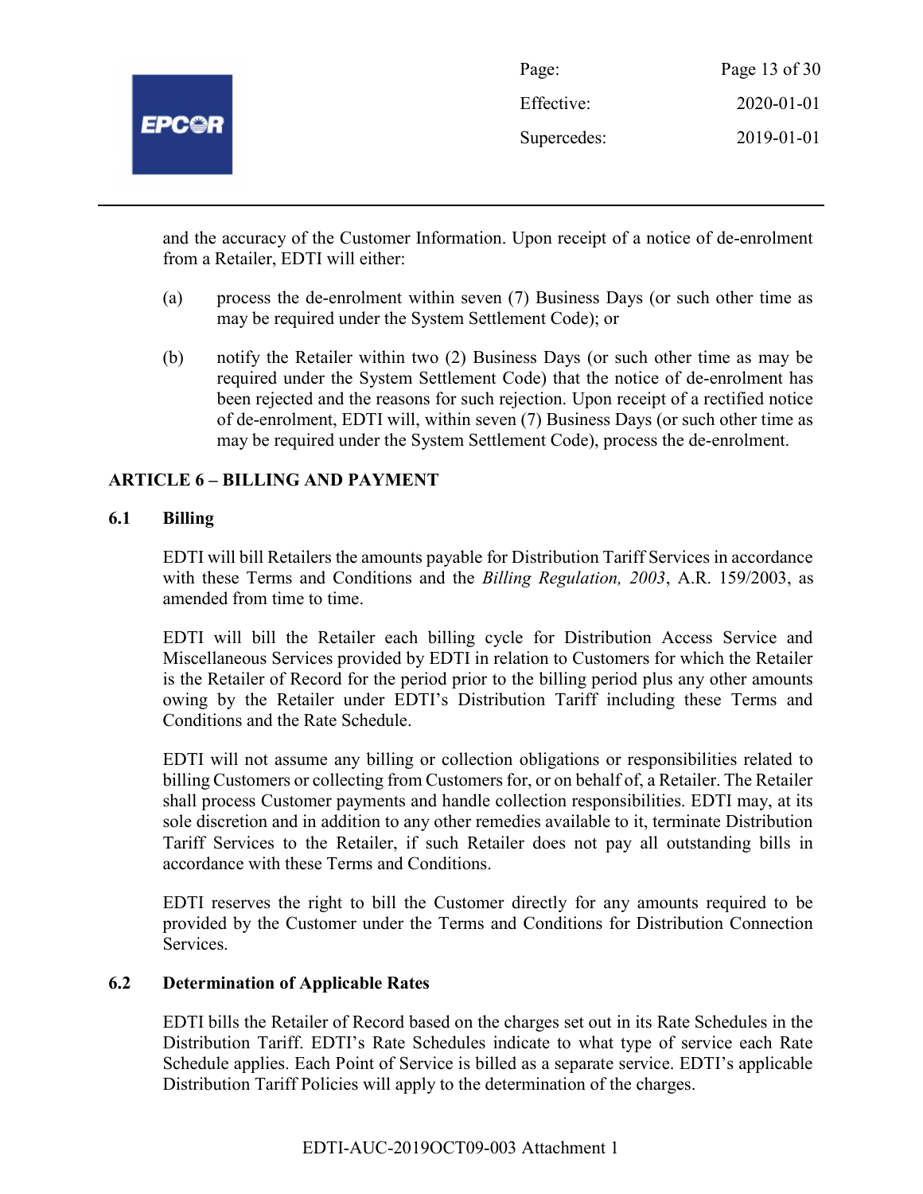and the accuracy of the Customer Information. Upon receipt of a notice of de-enrolment from a Retailer, EDTI will either:

(a) process the de-enrolment within seven (7) Business Days (or such other time as may be required under the System Settlement Code); or

(b) notify the Retailer within two (2) Business Days (or such other time as may be required under the System Settlement Code) that the notice of de-enrolment has been rejected and the reasons for such rejection. Upon receipt of a rectified notice of de-enrolment, EDTI will, within seven (7) Business Days (or such other time as may be required under the System Settlement Code), process the de-enrolment.

## ARTICLE 6 – BILLING AND PAYMENT

### 6.1 Billing

EDTI will bill Retailers the amounts payable for Distribution Tariff Services in accordance with these Terms and Conditions and the *Billing Regulation, 2003*, A.R. 159/2003, as amended from time to time.

EDTI will bill the Retailer each billing cycle for Distribution Access Service and Miscellaneous Services provided by EDTI in relation to Customers for which the Retailer is the Retailer of Record for the period prior to the billing period plus any other amounts owing by the Retailer under EDTI's Distribution Tariff including these Terms and Conditions and the Rate Schedule.

EDTI will not assume any billing or collection obligations or responsibilities related to billing Customers or collecting from Customers for, or on behalf of, a Retailer. The Retailer shall process Customer payments and handle collection responsibilities. EDTI may, at its sole discretion and in addition to any other remedies available to it, terminate Distribution Tariff Services to the Retailer, if such Retailer does not pay all outstanding bills in accordance with these Terms and Conditions.

EDTI reserves the right to bill the Customer directly for any amounts required to be provided by the Customer under the Terms and Conditions for Distribution Connection Services.

### 6.2 Determination of Applicable Rates

EDTI bills the Retailer of Record based on the charges set out in its Rate Schedules in the Distribution Tariff. EDTI's Rate Schedules indicate to what type of service each Rate Schedule applies. Each Point of Service is billed as a separate service. EDTI's applicable Distribution Tariff Policies will apply to the determination of the charges.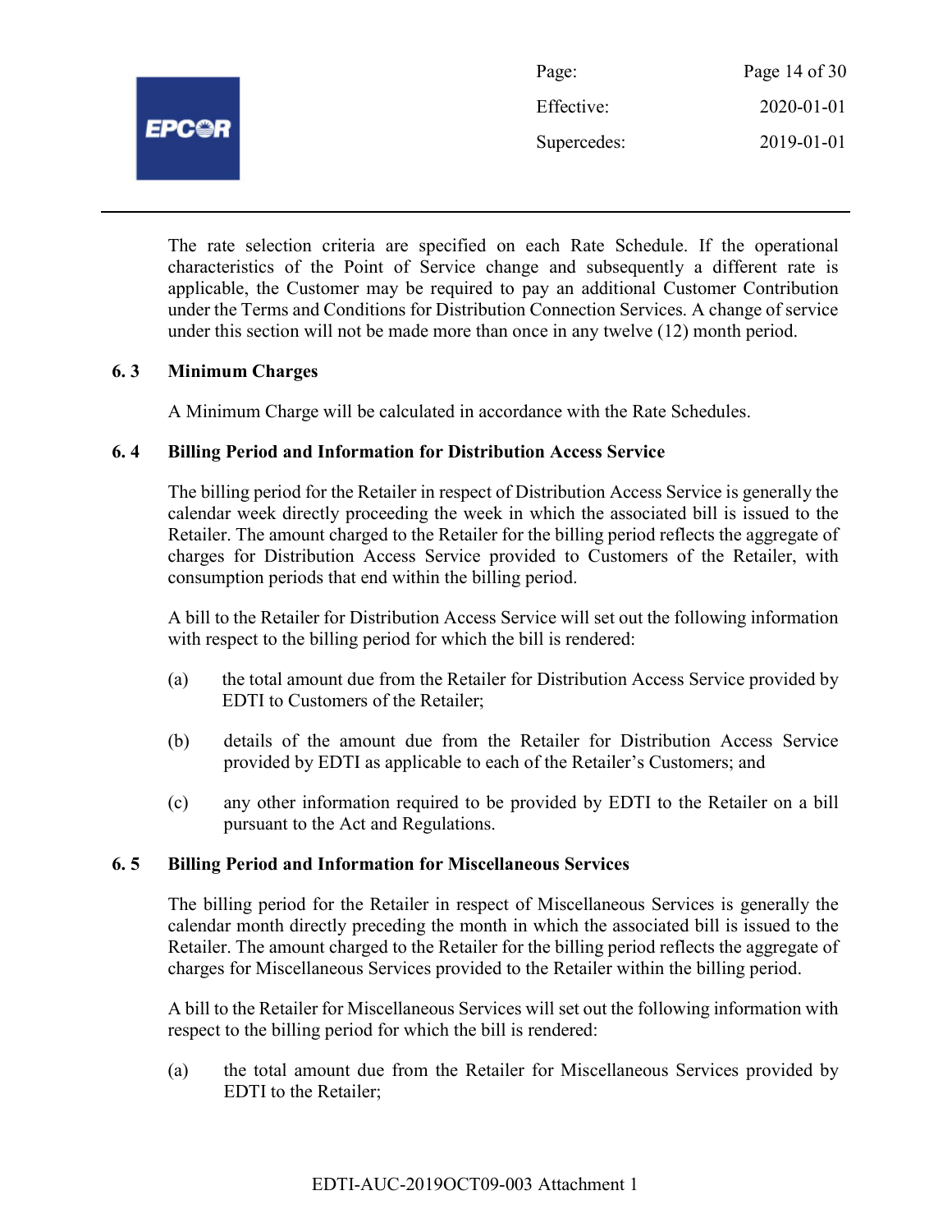The rate selection criteria are specified on each Rate Schedule. If the operational characteristics of the Point of Service change and subsequently a different rate is applicable, the Customer may be required to pay an additional Customer Contribution under the Terms and Conditions for Distribution Connection Services. A change of service under this section will not be made more than once in any twelve (12) month period.

### 6. 3 Minimum Charges

A Minimum Charge will be calculated in accordance with the Rate Schedules.

### 6. 4 Billing Period and Information for Distribution Access Service

The billing period for the Retailer in respect of Distribution Access Service is generally the calendar week directly proceeding the week in which the associated bill is issued to the Retailer. The amount charged to the Retailer for the billing period reflects the aggregate of charges for Distribution Access Service provided to Customers of the Retailer, with consumption periods that end within the billing period.

A bill to the Retailer for Distribution Access Service will set out the following information with respect to the billing period for which the bill is rendered:

(a) the total amount due from the Retailer for Distribution Access Service provided by EDTI to Customers of the Retailer;

(b) details of the amount due from the Retailer for Distribution Access Service provided by EDTI as applicable to each of the Retailer's Customers; and

(c) any other information required to be provided by EDTI to the Retailer on a bill pursuant to the Act and Regulations.

### 6. 5 Billing Period and Information for Miscellaneous Services

The billing period for the Retailer in respect of Miscellaneous Services is generally the calendar month directly preceding the month in which the associated bill is issued to the Retailer. The amount charged to the Retailer for the billing period reflects the aggregate of charges for Miscellaneous Services provided to the Retailer within the billing period.

A bill to the Retailer for Miscellaneous Services will set out the following information with respect to the billing period for which the bill is rendered:

(a) the total amount due from the Retailer for Miscellaneous Services provided by EDTI to the Retailer;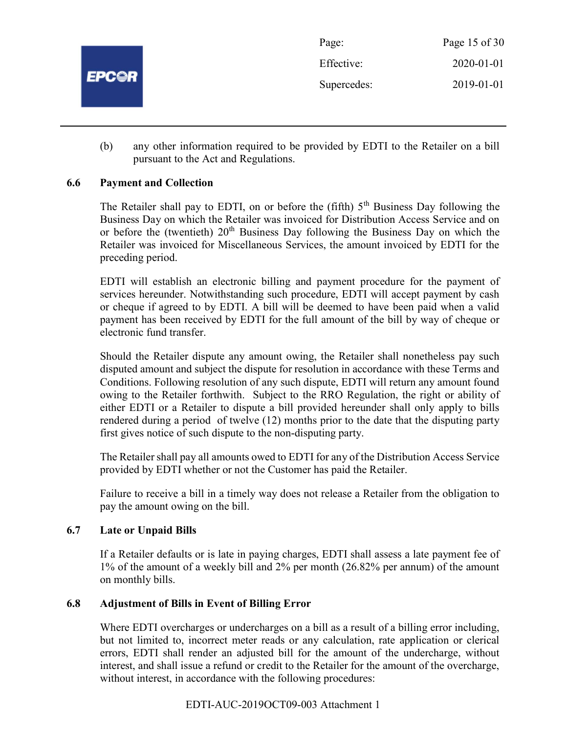(b) any other information required to be provided by EDTI to the Retailer on a bill pursuant to the Act and Regulations.

### 6.6 Payment and Collection

The Retailer shall pay to EDTI, on or before the (fifth) 5th Business Day following the Business Day on which the Retailer was invoiced for Distribution Access Service and on or before the (twentieth) 20th Business Day following the Business Day on which the Retailer was invoiced for Miscellaneous Services, the amount invoiced by EDTI for the preceding period.

EDTI will establish an electronic billing and payment procedure for the payment of services hereunder. Notwithstanding such procedure, EDTI will accept payment by cash or cheque if agreed to by EDTI. A bill will be deemed to have been paid when a valid payment has been received by EDTI for the full amount of the bill by way of cheque or electronic fund transfer.

Should the Retailer dispute any amount owing, the Retailer shall nonetheless pay such disputed amount and subject the dispute for resolution in accordance with these Terms and Conditions. Following resolution of any such dispute, EDTI will return any amount found owing to the Retailer forthwith. Subject to the RRO Regulation, the right or ability of either EDTI or a Retailer to dispute a bill provided hereunder shall only apply to bills rendered during a period of twelve (12) months prior to the date that the disputing party first gives notice of such dispute to the non-disputing party.

The Retailer shall pay all amounts owed to EDTI for any of the Distribution Access Service provided by EDTI whether or not the Customer has paid the Retailer.

Failure to receive a bill in a timely way does not release a Retailer from the obligation to pay the amount owing on the bill.

### 6.7 Late or Unpaid Bills

If a Retailer defaults or is late in paying charges, EDTI shall assess a late payment fee of 1% of the amount of a weekly bill and 2% per month (26.82% per annum) of the amount on monthly bills.

### 6.8 Adjustment of Bills in Event of Billing Error

Where EDTI overcharges or undercharges on a bill as a result of a billing error including, but not limited to, incorrect meter reads or any calculation, rate application or clerical errors, EDTI shall render an adjusted bill for the amount of the undercharge, without interest, and shall issue a refund or credit to the Retailer for the amount of the overcharge, without interest, in accordance with the following procedures:

EDTI-AUC-2019OCT09-003 Attachment 1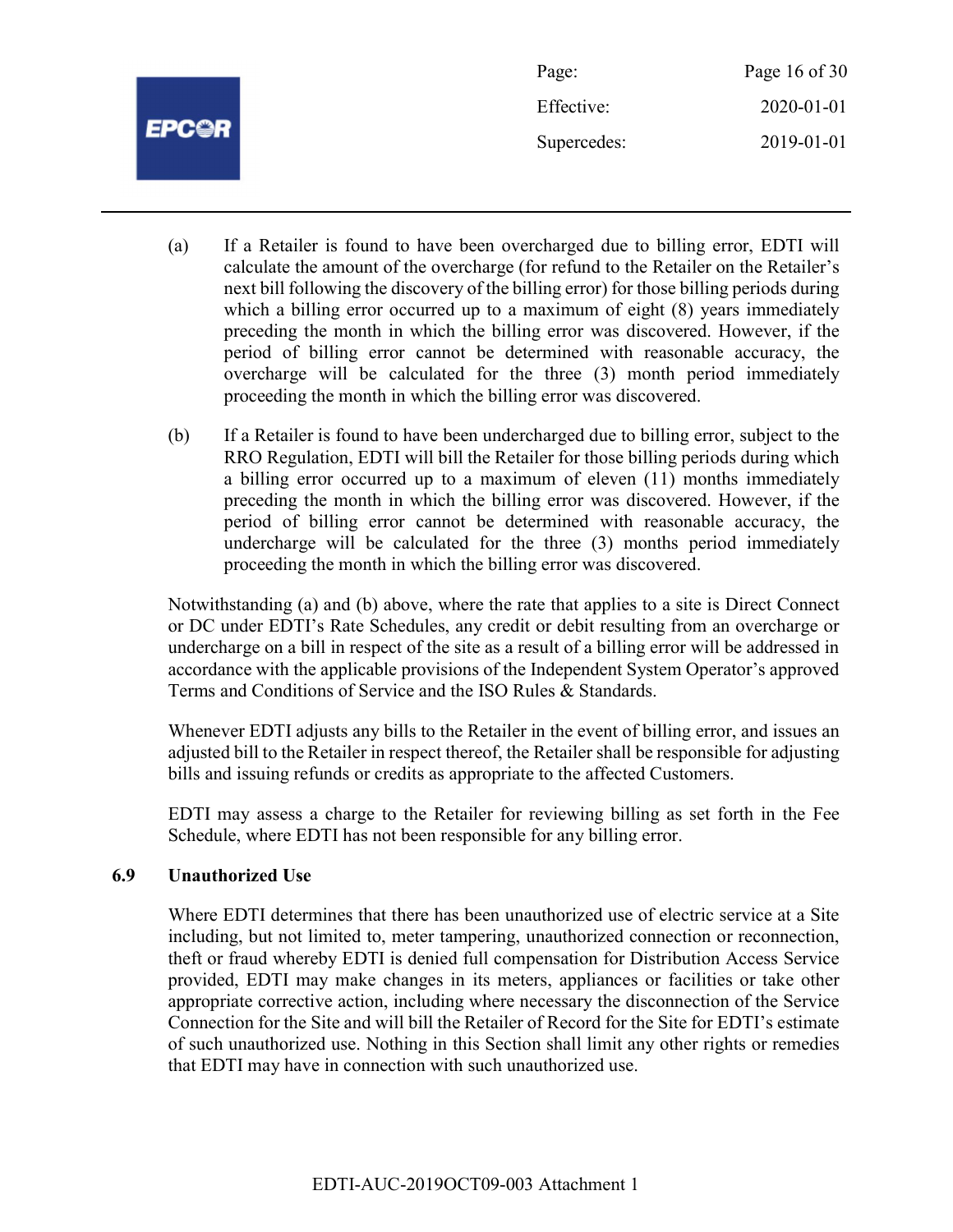(a) If a Retailer is found to have been overcharged due to billing error, EDTI will calculate the amount of the overcharge (for refund to the Retailer on the Retailer's next bill following the discovery of the billing error) for those billing periods during which a billing error occurred up to a maximum of eight (8) years immediately preceding the month in which the billing error was discovered. However, if the period of billing error cannot be determined with reasonable accuracy, the overcharge will be calculated for the three (3) month period immediately proceeding the month in which the billing error was discovered.

(b) If a Retailer is found to have been undercharged due to billing error, subject to the RRO Regulation, EDTI will bill the Retailer for those billing periods during which a billing error occurred up to a maximum of eleven (11) months immediately preceding the month in which the billing error was discovered. However, if the period of billing error cannot be determined with reasonable accuracy, the undercharge will be calculated for the three (3) months period immediately proceeding the month in which the billing error was discovered.

Notwithstanding (a) and (b) above, where the rate that applies to a site is Direct Connect or DC under EDTI's Rate Schedules, any credit or debit resulting from an overcharge or undercharge on a bill in respect of the site as a result of a billing error will be addressed in accordance with the applicable provisions of the Independent System Operator's approved Terms and Conditions of Service and the ISO Rules & Standards.

Whenever EDTI adjusts any bills to the Retailer in the event of billing error, and issues an adjusted bill to the Retailer in respect thereof, the Retailer shall be responsible for adjusting bills and issuing refunds or credits as appropriate to the affected Customers.

EDTI may assess a charge to the Retailer for reviewing billing as set forth in the Fee Schedule, where EDTI has not been responsible for any billing error.

### 6.9 Unauthorized Use

Where EDTI determines that there has been unauthorized use of electric service at a Site including, but not limited to, meter tampering, unauthorized connection or reconnection, theft or fraud whereby EDTI is denied full compensation for Distribution Access Service provided, EDTI may make changes in its meters, appliances or facilities or take other appropriate corrective action, including where necessary the disconnection of the Service Connection for the Site and will bill the Retailer of Record for the Site for EDTI's estimate of such unauthorized use. Nothing in this Section shall limit any other rights or remedies that EDTI may have in connection with such unauthorized use.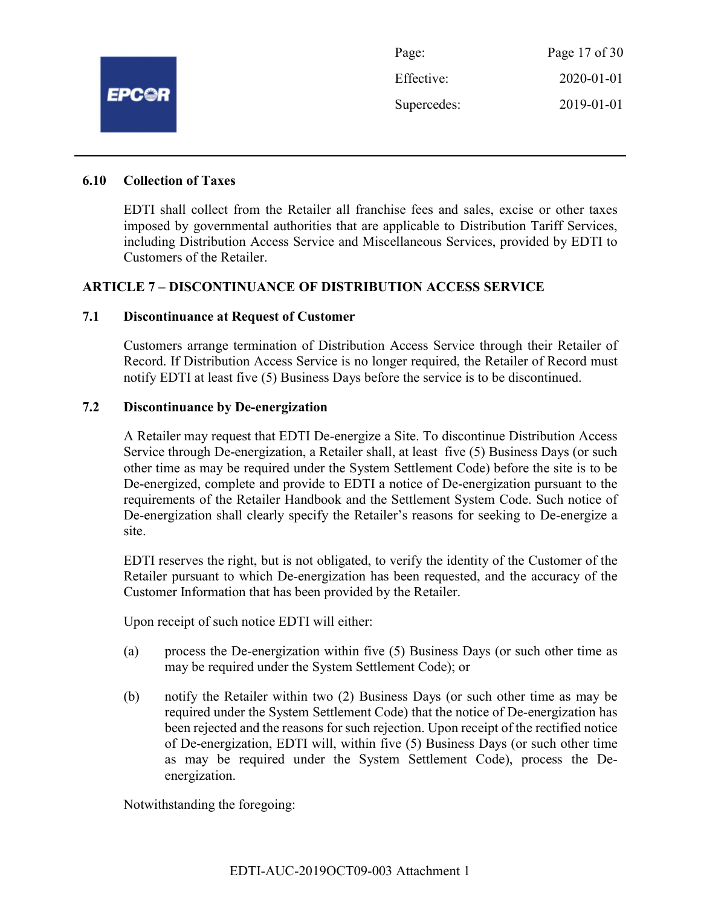### 6.10 Collection of Taxes

EDTI shall collect from the Retailer all franchise fees and sales, excise or other taxes imposed by governmental authorities that are applicable to Distribution Tariff Services, including Distribution Access Service and Miscellaneous Services, provided by EDTI to Customers of the Retailer.

## ARTICLE 7 – DISCONTINUANCE OF DISTRIBUTION ACCESS SERVICE

### 7.1 Discontinuance at Request of Customer

Customers arrange termination of Distribution Access Service through their Retailer of Record. If Distribution Access Service is no longer required, the Retailer of Record must notify EDTI at least five (5) Business Days before the service is to be discontinued.

### 7.2 Discontinuance by De-energization

A Retailer may request that EDTI De-energize a Site. To discontinue Distribution Access Service through De-energization, a Retailer shall, at least five (5) Business Days (or such other time as may be required under the System Settlement Code) before the site is to be De-energized, complete and provide to EDTI a notice of De-energization pursuant to the requirements of the Retailer Handbook and the Settlement System Code. Such notice of De-energization shall clearly specify the Retailer's reasons for seeking to De-energize a site.

EDTI reserves the right, but is not obligated, to verify the identity of the Customer of the Retailer pursuant to which De-energization has been requested, and the accuracy of the Customer Information that has been provided by the Retailer.

Upon receipt of such notice EDTI will either:

(a) process the De-energization within five (5) Business Days (or such other time as may be required under the System Settlement Code); or

(b) notify the Retailer within two (2) Business Days (or such other time as may be required under the System Settlement Code) that the notice of De-energization has been rejected and the reasons for such rejection. Upon receipt of the rectified notice of De-energization, EDTI will, within five (5) Business Days (or such other time as may be required under the System Settlement Code), process the De-energization.

Notwithstanding the foregoing:

EDTI-AUC-2019OCT09-003 Attachment 1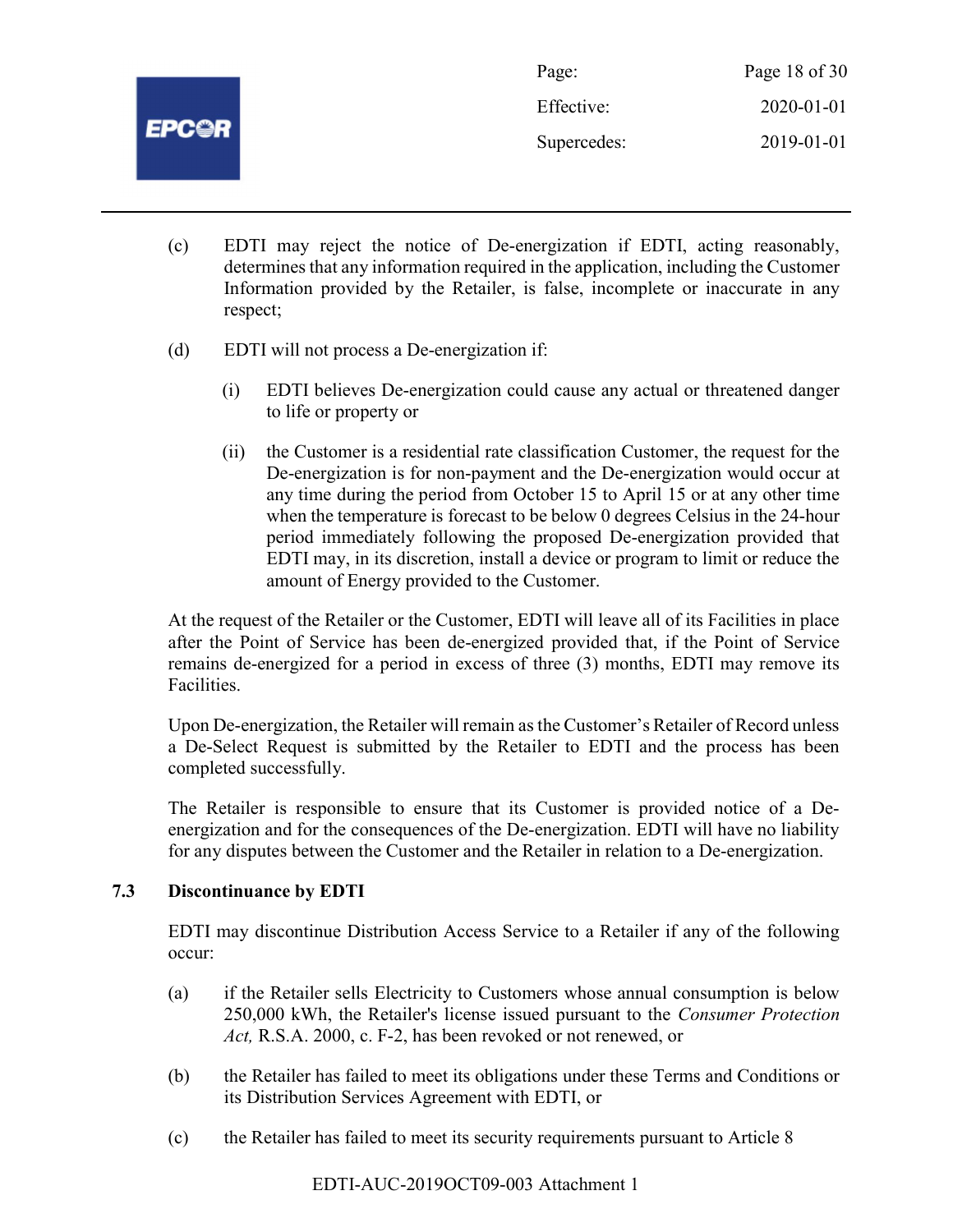(c) EDTI may reject the notice of De-energization if EDTI, acting reasonably, determines that any information required in the application, including the Customer Information provided by the Retailer, is false, incomplete or inaccurate in any respect;

(d) EDTI will not process a De-energization if:

   (i) EDTI believes De-energization could cause any actual or threatened danger to life or property or

   (ii) the Customer is a residential rate classification Customer, the request for the De-energization is for non-payment and the De-energization would occur at any time during the period from October 15 to April 15 or at any other time when the temperature is forecast to be below 0 degrees Celsius in the 24-hour period immediately following the proposed De-energization provided that EDTI may, in its discretion, install a device or program to limit or reduce the amount of Energy provided to the Customer.

At the request of the Retailer or the Customer, EDTI will leave all of its Facilities in place after the Point of Service has been de-energized provided that, if the Point of Service remains de-energized for a period in excess of three (3) months, EDTI may remove its Facilities.

Upon De-energization, the Retailer will remain as the Customer's Retailer of Record unless a De-Select Request is submitted by the Retailer to EDTI and the process has been completed successfully.

The Retailer is responsible to ensure that its Customer is provided notice of a De-energization and for the consequences of the De-energization. EDTI will have no liability for any disputes between the Customer and the Retailer in relation to a De-energization.

## 7.3 Discontinuance by EDTI

EDTI may discontinue Distribution Access Service to a Retailer if any of the following occur:

(a) if the Retailer sells Electricity to Customers whose annual consumption is below 250,000 kWh, the Retailer's license issued pursuant to the *Consumer Protection Act,* R.S.A. 2000, c. F-2, has been revoked or not renewed, or

(b) the Retailer has failed to meet its obligations under these Terms and Conditions or its Distribution Services Agreement with EDTI, or

(c) the Retailer has failed to meet its security requirements pursuant to Article 8

EDTI-AUC-2019OCT09-003 Attachment 1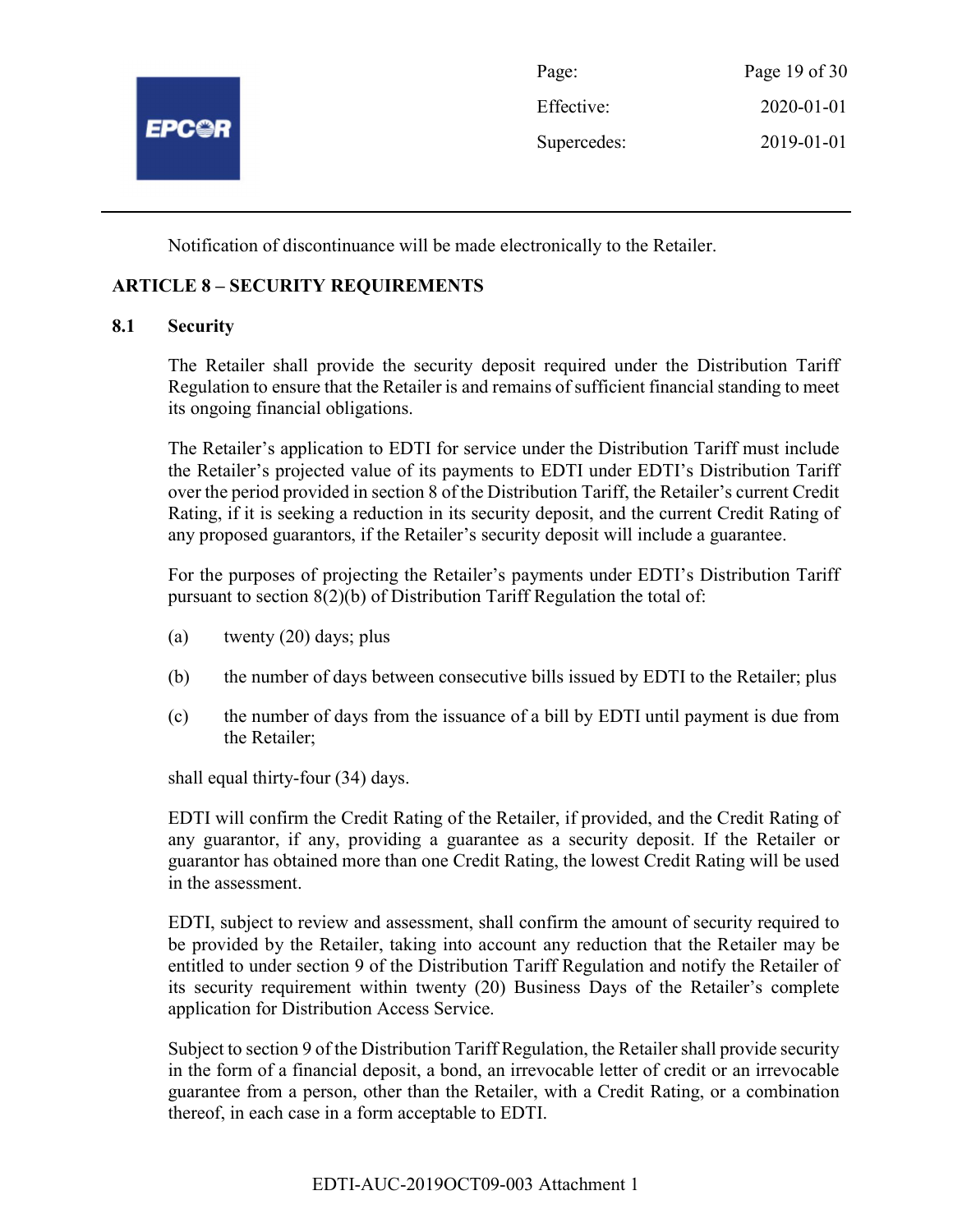Notification of discontinuance will be made electronically to the Retailer.

## ARTICLE 8 – SECURITY REQUIREMENTS

### 8.1 Security

The Retailer shall provide the security deposit required under the Distribution Tariff Regulation to ensure that the Retailer is and remains of sufficient financial standing to meet its ongoing financial obligations.

The Retailer's application to EDTI for service under the Distribution Tariff must include the Retailer's projected value of its payments to EDTI under EDTI's Distribution Tariff over the period provided in section 8 of the Distribution Tariff, the Retailer's current Credit Rating, if it is seeking a reduction in its security deposit, and the current Credit Rating of any proposed guarantors, if the Retailer's security deposit will include a guarantee.

For the purposes of projecting the Retailer's payments under EDTI's Distribution Tariff pursuant to section 8(2)(b) of Distribution Tariff Regulation the total of:

(a) twenty (20) days; plus

(b) the number of days between consecutive bills issued by EDTI to the Retailer; plus

(c) the number of days from the issuance of a bill by EDTI until payment is due from the Retailer;

shall equal thirty-four (34) days.

EDTI will confirm the Credit Rating of the Retailer, if provided, and the Credit Rating of any guarantor, if any, providing a guarantee as a security deposit. If the Retailer or guarantor has obtained more than one Credit Rating, the lowest Credit Rating will be used in the assessment.

EDTI, subject to review and assessment, shall confirm the amount of security required to be provided by the Retailer, taking into account any reduction that the Retailer may be entitled to under section 9 of the Distribution Tariff Regulation and notify the Retailer of its security requirement within twenty (20) Business Days of the Retailer's complete application for Distribution Access Service.

Subject to section 9 of the Distribution Tariff Regulation, the Retailer shall provide security in the form of a financial deposit, a bond, an irrevocable letter of credit or an irrevocable guarantee from a person, other than the Retailer, with a Credit Rating, or a combination thereof, in each case in a form acceptable to EDTI.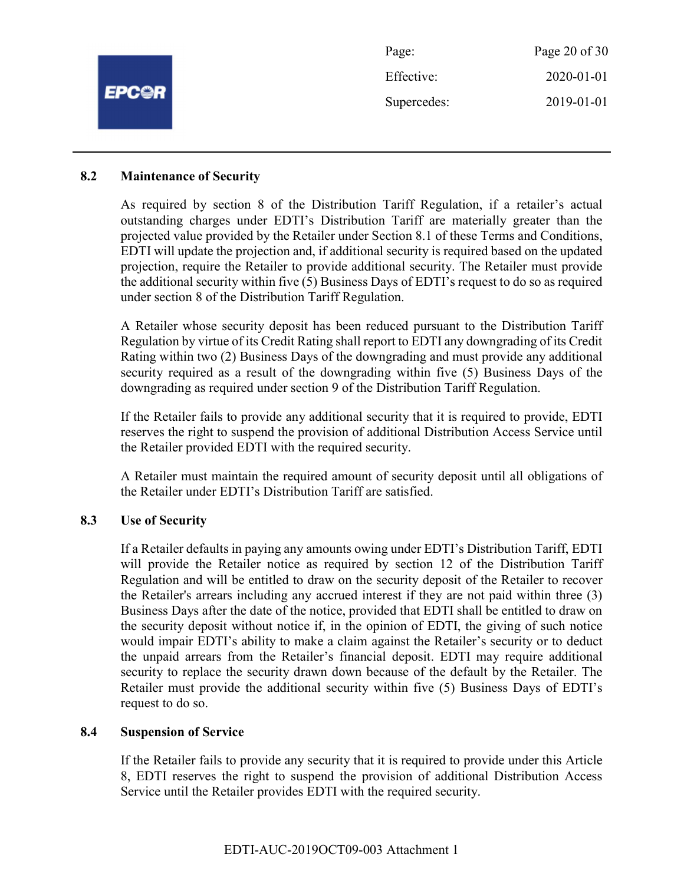## 8.2 Maintenance of Security

As required by section 8 of the Distribution Tariff Regulation, if a retailer's actual outstanding charges under EDTI's Distribution Tariff are materially greater than the projected value provided by the Retailer under Section 8.1 of these Terms and Conditions, EDTI will update the projection and, if additional security is required based on the updated projection, require the Retailer to provide additional security. The Retailer must provide the additional security within five (5) Business Days of EDTI's request to do so as required under section 8 of the Distribution Tariff Regulation.

A Retailer whose security deposit has been reduced pursuant to the Distribution Tariff Regulation by virtue of its Credit Rating shall report to EDTI any downgrading of its Credit Rating within two (2) Business Days of the downgrading and must provide any additional security required as a result of the downgrading within five (5) Business Days of the downgrading as required under section 9 of the Distribution Tariff Regulation.

If the Retailer fails to provide any additional security that it is required to provide, EDTI reserves the right to suspend the provision of additional Distribution Access Service until the Retailer provided EDTI with the required security.

A Retailer must maintain the required amount of security deposit until all obligations of the Retailer under EDTI's Distribution Tariff are satisfied.

## 8.3 Use of Security

If a Retailer defaults in paying any amounts owing under EDTI's Distribution Tariff, EDTI will provide the Retailer notice as required by section 12 of the Distribution Tariff Regulation and will be entitled to draw on the security deposit of the Retailer to recover the Retailer's arrears including any accrued interest if they are not paid within three (3) Business Days after the date of the notice, provided that EDTI shall be entitled to draw on the security deposit without notice if, in the opinion of EDTI, the giving of such notice would impair EDTI's ability to make a claim against the Retailer's security or to deduct the unpaid arrears from the Retailer's financial deposit. EDTI may require additional security to replace the security drawn down because of the default by the Retailer. The Retailer must provide the additional security within five (5) Business Days of EDTI's request to do so.

## 8.4 Suspension of Service

If the Retailer fails to provide any security that it is required to provide under this Article 8, EDTI reserves the right to suspend the provision of additional Distribution Access Service until the Retailer provides EDTI with the required security.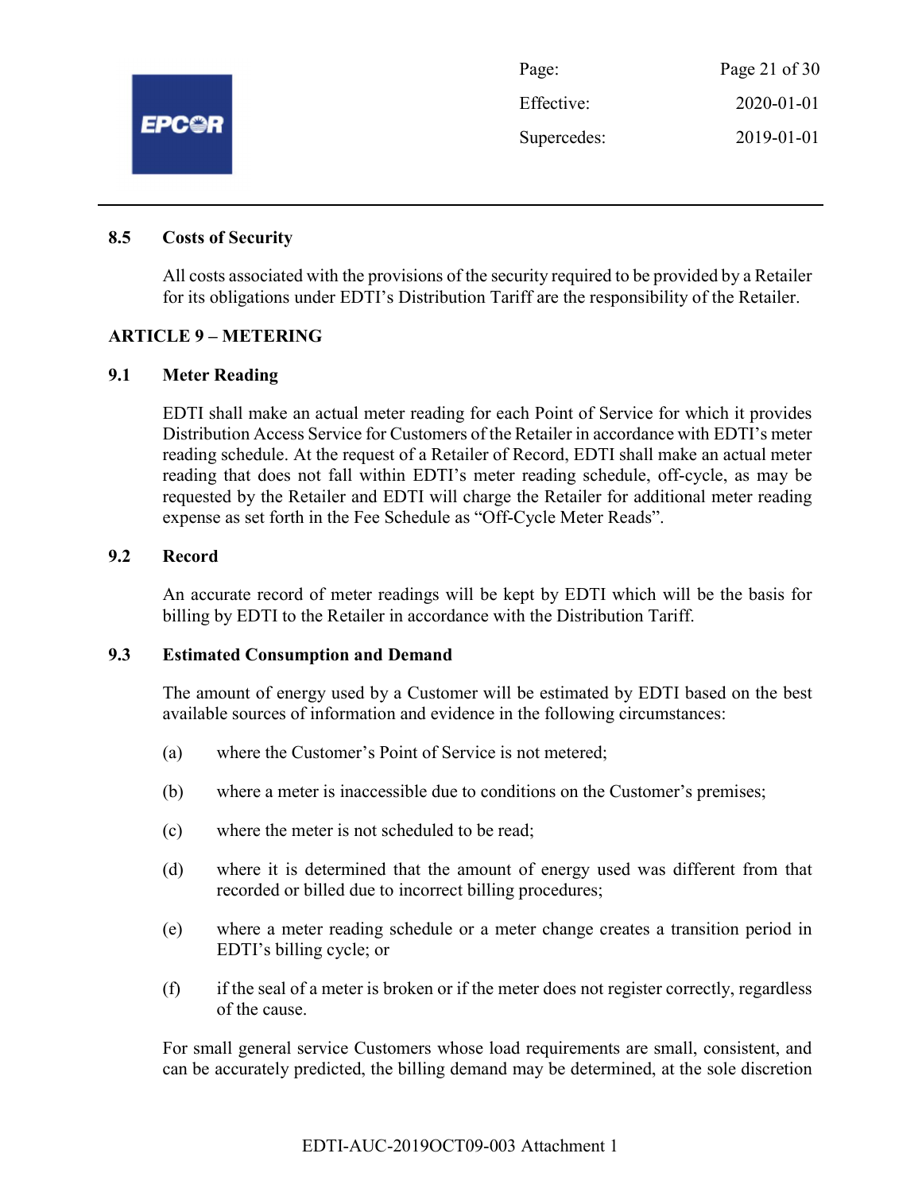### 8.5 Costs of Security

All costs associated with the provisions of the security required to be provided by a Retailer for its obligations under EDTI's Distribution Tariff are the responsibility of the Retailer.

## ARTICLE 9 – METERING

### 9.1 Meter Reading

EDTI shall make an actual meter reading for each Point of Service for which it provides Distribution Access Service for Customers of the Retailer in accordance with EDTI's meter reading schedule. At the request of a Retailer of Record, EDTI shall make an actual meter reading that does not fall within EDTI's meter reading schedule, off-cycle, as may be requested by the Retailer and EDTI will charge the Retailer for additional meter reading expense as set forth in the Fee Schedule as "Off-Cycle Meter Reads".

### 9.2 Record

An accurate record of meter readings will be kept by EDTI which will be the basis for billing by EDTI to the Retailer in accordance with the Distribution Tariff.

### 9.3 Estimated Consumption and Demand

The amount of energy used by a Customer will be estimated by EDTI based on the best available sources of information and evidence in the following circumstances:

(a) where the Customer's Point of Service is not metered;

(b) where a meter is inaccessible due to conditions on the Customer's premises;

(c) where the meter is not scheduled to be read;

(d) where it is determined that the amount of energy used was different from that recorded or billed due to incorrect billing procedures;

(e) where a meter reading schedule or a meter change creates a transition period in EDTI's billing cycle; or

(f) if the seal of a meter is broken or if the meter does not register correctly, regardless of the cause.

For small general service Customers whose load requirements are small, consistent, and can be accurately predicted, the billing demand may be determined, at the sole discretion

EDTI-AUC-2019OCT09-003 Attachment 1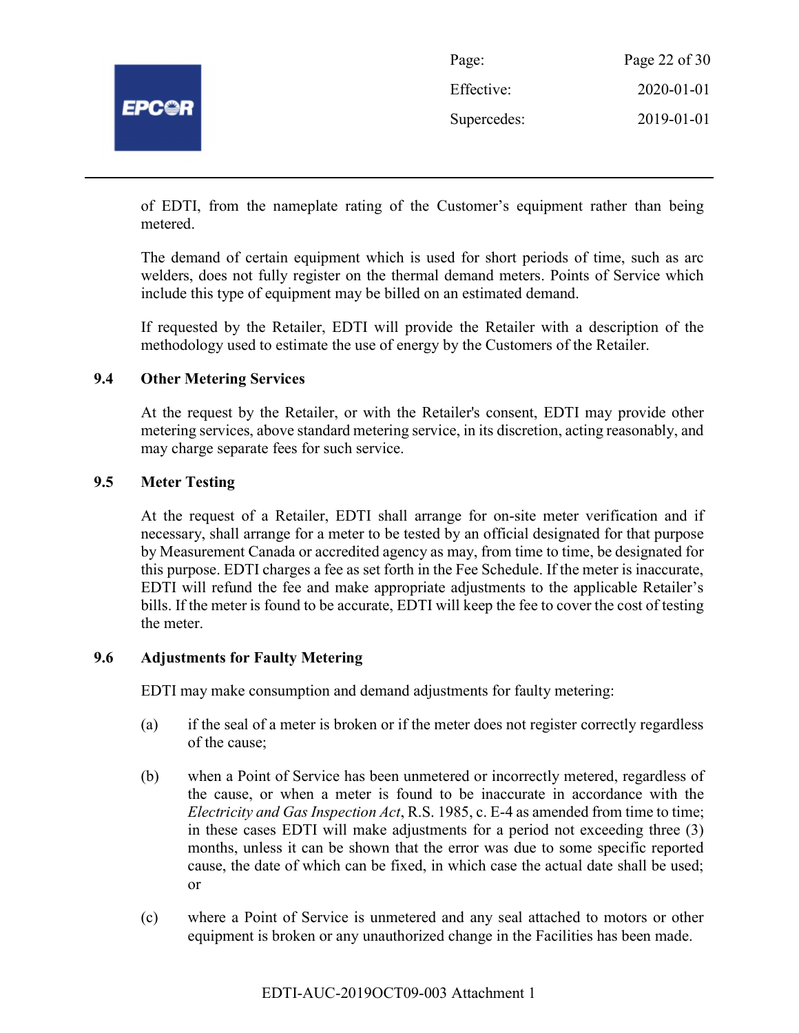of EDTI, from the nameplate rating of the Customer's equipment rather than being metered.

The demand of certain equipment which is used for short periods of time, such as arc welders, does not fully register on the thermal demand meters. Points of Service which include this type of equipment may be billed on an estimated demand.

If requested by the Retailer, EDTI will provide the Retailer with a description of the methodology used to estimate the use of energy by the Customers of the Retailer.

### 9.4 Other Metering Services

At the request by the Retailer, or with the Retailer's consent, EDTI may provide other metering services, above standard metering service, in its discretion, acting reasonably, and may charge separate fees for such service.

### 9.5 Meter Testing

At the request of a Retailer, EDTI shall arrange for on-site meter verification and if necessary, shall arrange for a meter to be tested by an official designated for that purpose by Measurement Canada or accredited agency as may, from time to time, be designated for this purpose. EDTI charges a fee as set forth in the Fee Schedule. If the meter is inaccurate, EDTI will refund the fee and make appropriate adjustments to the applicable Retailer's bills. If the meter is found to be accurate, EDTI will keep the fee to cover the cost of testing the meter.

### 9.6 Adjustments for Faulty Metering

EDTI may make consumption and demand adjustments for faulty metering:

(a) if the seal of a meter is broken or if the meter does not register correctly regardless of the cause;

(b) when a Point of Service has been unmetered or incorrectly metered, regardless of the cause, or when a meter is found to be inaccurate in accordance with the *Electricity and Gas Inspection Act*, R.S. 1985, c. E-4 as amended from time to time; in these cases EDTI will make adjustments for a period not exceeding three (3) months, unless it can be shown that the error was due to some specific reported cause, the date of which can be fixed, in which case the actual date shall be used; or

(c) where a Point of Service is unmetered and any seal attached to motors or other equipment is broken or any unauthorized change in the Facilities has been made.

EDTI-AUC-2019OCT09-003 Attachment 1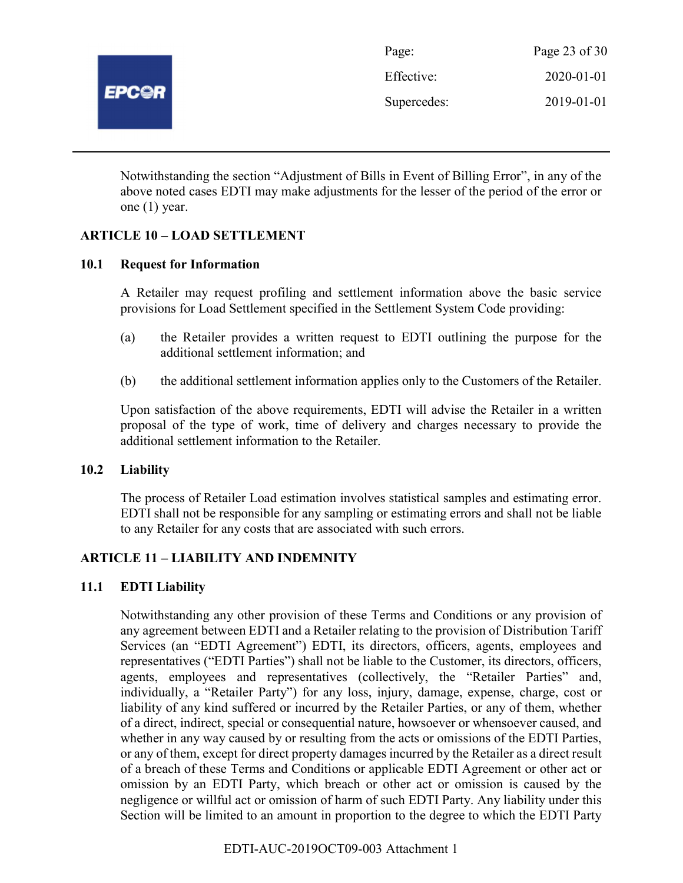Notwithstanding the section "Adjustment of Bills in Event of Billing Error", in any of the above noted cases EDTI may make adjustments for the lesser of the period of the error or one (1) year.

## ARTICLE 10 – LOAD SETTLEMENT

### 10.1 Request for Information

A Retailer may request profiling and settlement information above the basic service provisions for Load Settlement specified in the Settlement System Code providing:

(a) the Retailer provides a written request to EDTI outlining the purpose for the additional settlement information; and

(b) the additional settlement information applies only to the Customers of the Retailer.

Upon satisfaction of the above requirements, EDTI will advise the Retailer in a written proposal of the type of work, time of delivery and charges necessary to provide the additional settlement information to the Retailer.

### 10.2 Liability

The process of Retailer Load estimation involves statistical samples and estimating error. EDTI shall not be responsible for any sampling or estimating errors and shall not be liable to any Retailer for any costs that are associated with such errors.

## ARTICLE 11 – LIABILITY AND INDEMNITY

### 11.1 EDTI Liability

Notwithstanding any other provision of these Terms and Conditions or any provision of any agreement between EDTI and a Retailer relating to the provision of Distribution Tariff Services (an "EDTI Agreement") EDTI, its directors, officers, agents, employees and representatives ("EDTI Parties") shall not be liable to the Customer, its directors, officers, agents, employees and representatives (collectively, the "Retailer Parties" and, individually, a "Retailer Party") for any loss, injury, damage, expense, charge, cost or liability of any kind suffered or incurred by the Retailer Parties, or any of them, whether of a direct, indirect, special or consequential nature, howsoever or whensoever caused, and whether in any way caused by or resulting from the acts or omissions of the EDTI Parties, or any of them, except for direct property damages incurred by the Retailer as a direct result of a breach of these Terms and Conditions or applicable EDTI Agreement or other act or omission by an EDTI Party, which breach or other act or omission is caused by the negligence or willful act or omission of harm of such EDTI Party. Any liability under this Section will be limited to an amount in proportion to the degree to which the EDTI Party

EDTI-AUC-2019OCT09-003 Attachment 1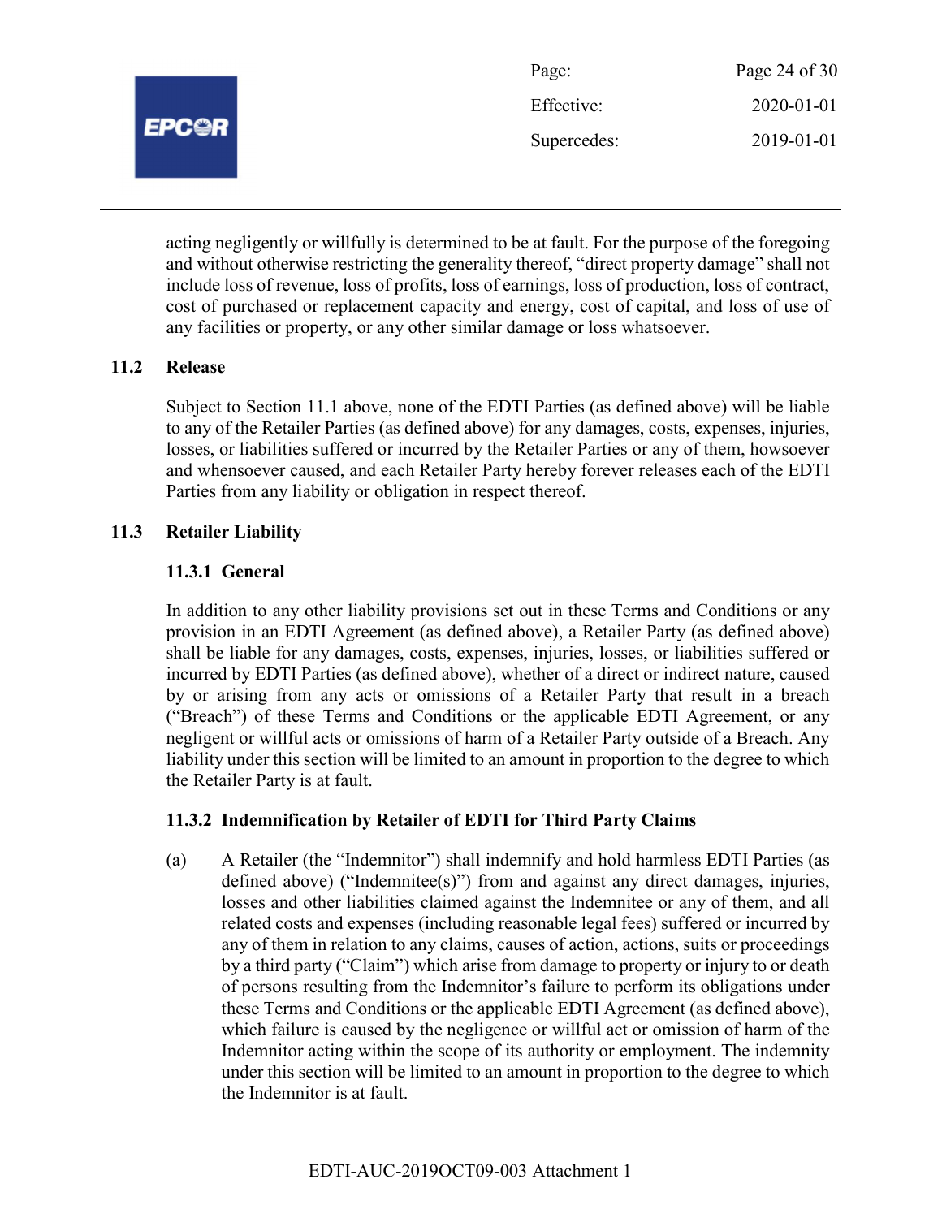acting negligently or willfully is determined to be at fault. For the purpose of the foregoing and without otherwise restricting the generality thereof, "direct property damage" shall not include loss of revenue, loss of profits, loss of earnings, loss of production, loss of contract, cost of purchased or replacement capacity and energy, cost of capital, and loss of use of any facilities or property, or any other similar damage or loss whatsoever.

## 11.2 Release

Subject to Section 11.1 above, none of the EDTI Parties (as defined above) will be liable to any of the Retailer Parties (as defined above) for any damages, costs, expenses, injuries, losses, or liabilities suffered or incurred by the Retailer Parties or any of them, howsoever and whensoever caused, and each Retailer Party hereby forever releases each of the EDTI Parties from any liability or obligation in respect thereof.

## 11.3 Retailer Liability

### 11.3.1 General

In addition to any other liability provisions set out in these Terms and Conditions or any provision in an EDTI Agreement (as defined above), a Retailer Party (as defined above) shall be liable for any damages, costs, expenses, injuries, losses, or liabilities suffered or incurred by EDTI Parties (as defined above), whether of a direct or indirect nature, caused by or arising from any acts or omissions of a Retailer Party that result in a breach ("Breach") of these Terms and Conditions or the applicable EDTI Agreement, or any negligent or willful acts or omissions of harm of a Retailer Party outside of a Breach. Any liability under this section will be limited to an amount in proportion to the degree to which the Retailer Party is at fault.

### 11.3.2 Indemnification by Retailer of EDTI for Third Party Claims

(a) A Retailer (the "Indemnitor") shall indemnify and hold harmless EDTI Parties (as defined above) ("Indemnitee(s)") from and against any direct damages, injuries, losses and other liabilities claimed against the Indemnitee or any of them, and all related costs and expenses (including reasonable legal fees) suffered or incurred by any of them in relation to any claims, causes of action, actions, suits or proceedings by a third party ("Claim") which arise from damage to property or injury to or death of persons resulting from the Indemnitor's failure to perform its obligations under these Terms and Conditions or the applicable EDTI Agreement (as defined above), which failure is caused by the negligence or willful act or omission of harm of the Indemnitor acting within the scope of its authority or employment. The indemnity under this section will be limited to an amount in proportion to the degree to which the Indemnitor is at fault.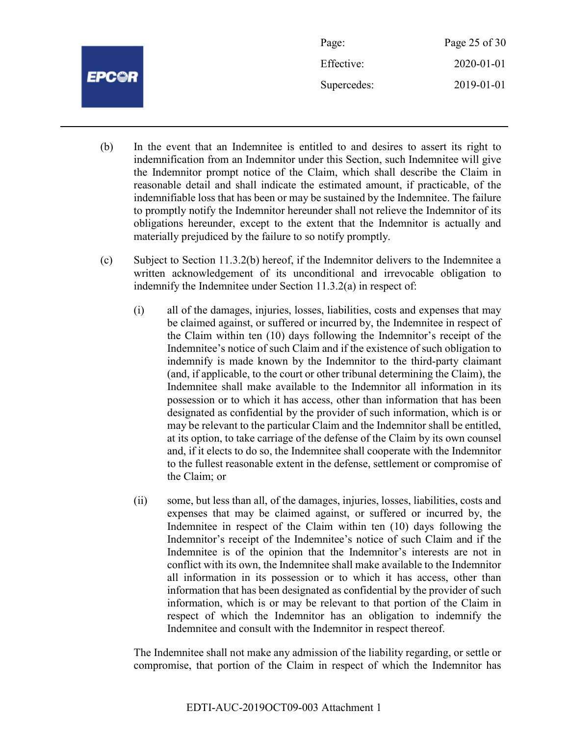(b) In the event that an Indemnitee is entitled to and desires to assert its right to indemnification from an Indemnitor under this Section, such Indemnitee will give the Indemnitor prompt notice of the Claim, which shall describe the Claim in reasonable detail and shall indicate the estimated amount, if practicable, of the indemnifiable loss that has been or may be sustained by the Indemnitee. The failure to promptly notify the Indemnitor hereunder shall not relieve the Indemnitor of its obligations hereunder, except to the extent that the Indemnitor is actually and materially prejudiced by the failure to so notify promptly.

(c) Subject to Section 11.3.2(b) hereof, if the Indemnitor delivers to the Indemnitee a written acknowledgement of its unconditional and irrevocable obligation to indemnify the Indemnitee under Section 11.3.2(a) in respect of:

(i) all of the damages, injuries, losses, liabilities, costs and expenses that may be claimed against, or suffered or incurred by, the Indemnitee in respect of the Claim within ten (10) days following the Indemnitor's receipt of the Indemnitee's notice of such Claim and if the existence of such obligation to indemnify is made known by the Indemnitor to the third-party claimant (and, if applicable, to the court or other tribunal determining the Claim), the Indemnitee shall make available to the Indemnitor all information in its possession or to which it has access, other than information that has been designated as confidential by the provider of such information, which is or may be relevant to the particular Claim and the Indemnitor shall be entitled, at its option, to take carriage of the defense of the Claim by its own counsel and, if it elects to do so, the Indemnitee shall cooperate with the Indemnitor to the fullest reasonable extent in the defense, settlement or compromise of the Claim; or

(ii) some, but less than all, of the damages, injuries, losses, liabilities, costs and expenses that may be claimed against, or suffered or incurred by, the Indemnitee in respect of the Claim within ten (10) days following the Indemnitor's receipt of the Indemnitee's notice of such Claim and if the Indemnitee is of the opinion that the Indemnitor's interests are not in conflict with its own, the Indemnitee shall make available to the Indemnitor all information in its possession or to which it has access, other than information that has been designated as confidential by the provider of such information, which is or may be relevant to that portion of the Claim in respect of which the Indemnitor has an obligation to indemnify the Indemnitee and consult with the Indemnitor in respect thereof.

The Indemnitee shall not make any admission of the liability regarding, or settle or compromise, that portion of the Claim in respect of which the Indemnitor has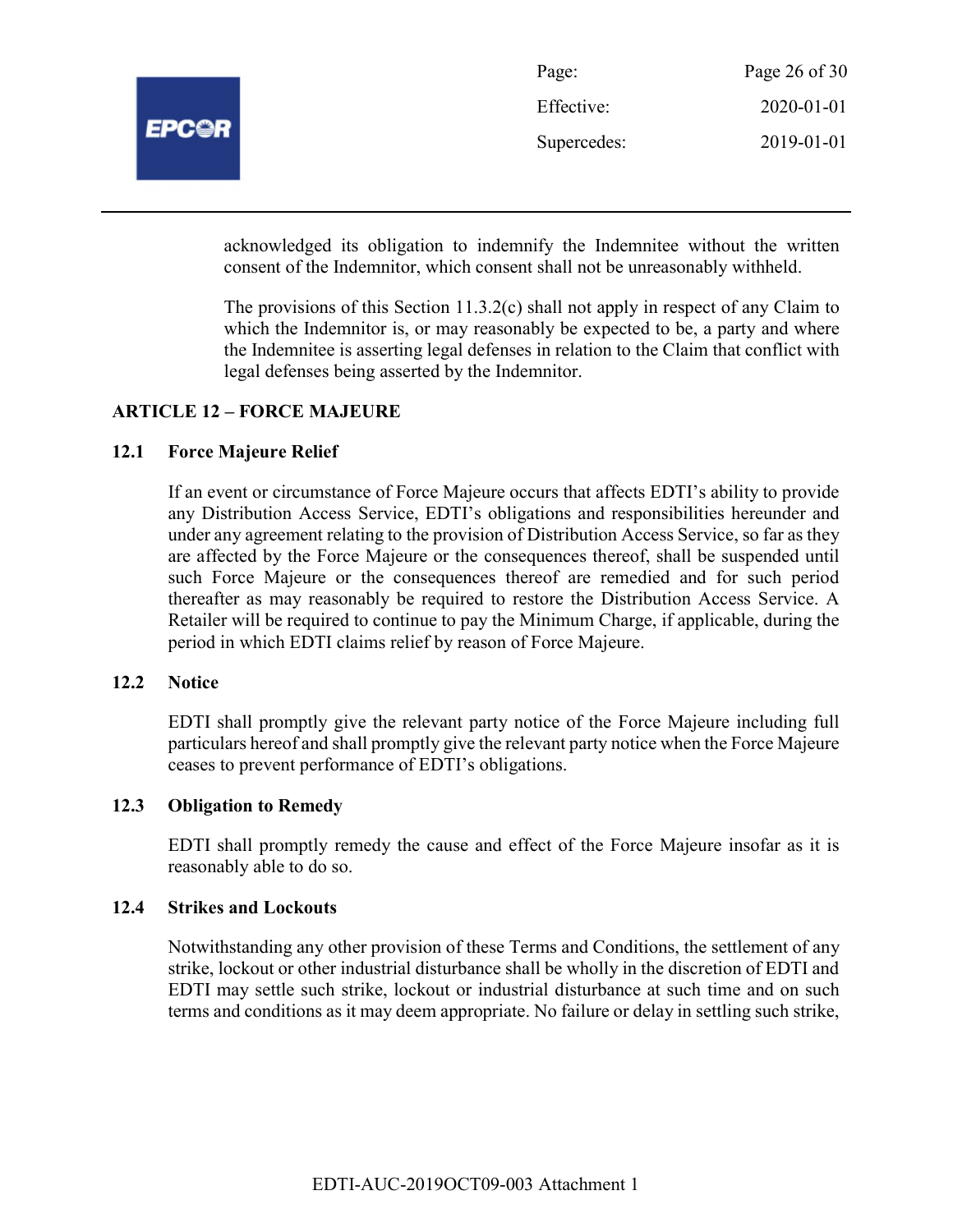acknowledged its obligation to indemnify the Indemnitee without the written consent of the Indemnitor, which consent shall not be unreasonably withheld.

The provisions of this Section 11.3.2(c) shall not apply in respect of any Claim to which the Indemnitor is, or may reasonably be expected to be, a party and where the Indemnitee is asserting legal defenses in relation to the Claim that conflict with legal defenses being asserted by the Indemnitor.

## ARTICLE 12 – FORCE MAJEURE

### 12.1 Force Majeure Relief

If an event or circumstance of Force Majeure occurs that affects EDTI's ability to provide any Distribution Access Service, EDTI's obligations and responsibilities hereunder and under any agreement relating to the provision of Distribution Access Service, so far as they are affected by the Force Majeure or the consequences thereof, shall be suspended until such Force Majeure or the consequences thereof are remedied and for such period thereafter as may reasonably be required to restore the Distribution Access Service. A Retailer will be required to continue to pay the Minimum Charge, if applicable, during the period in which EDTI claims relief by reason of Force Majeure.

### 12.2 Notice

EDTI shall promptly give the relevant party notice of the Force Majeure including full particulars hereof and shall promptly give the relevant party notice when the Force Majeure ceases to prevent performance of EDTI's obligations.

### 12.3 Obligation to Remedy

EDTI shall promptly remedy the cause and effect of the Force Majeure insofar as it is reasonably able to do so.

### 12.4 Strikes and Lockouts

Notwithstanding any other provision of these Terms and Conditions, the settlement of any strike, lockout or other industrial disturbance shall be wholly in the discretion of EDTI and EDTI may settle such strike, lockout or industrial disturbance at such time and on such terms and conditions as it may deem appropriate. No failure or delay in settling such strike,

EDTI-AUC-2019OCT09-003 Attachment 1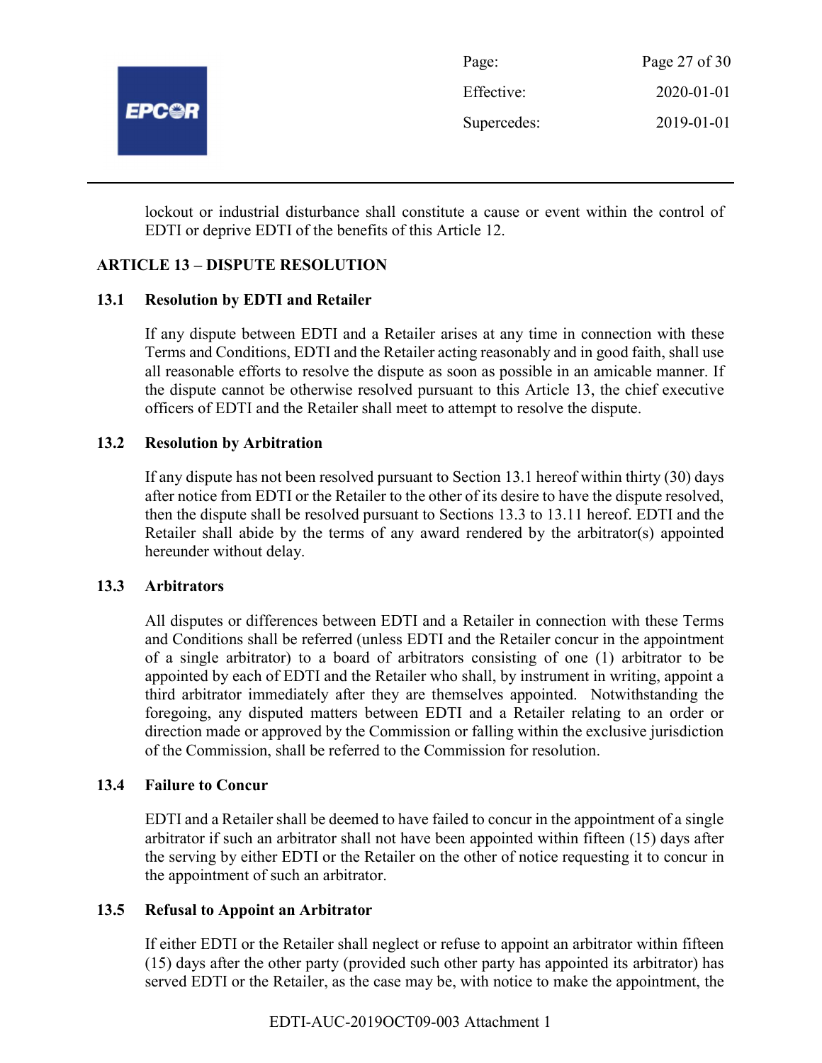lockout or industrial disturbance shall constitute a cause or event within the control of EDTI or deprive EDTI of the benefits of this Article 12.

## ARTICLE 13 – DISPUTE RESOLUTION

### 13.1 Resolution by EDTI and Retailer

If any dispute between EDTI and a Retailer arises at any time in connection with these Terms and Conditions, EDTI and the Retailer acting reasonably and in good faith, shall use all reasonable efforts to resolve the dispute as soon as possible in an amicable manner. If the dispute cannot be otherwise resolved pursuant to this Article 13, the chief executive officers of EDTI and the Retailer shall meet to attempt to resolve the dispute.

### 13.2 Resolution by Arbitration

If any dispute has not been resolved pursuant to Section 13.1 hereof within thirty (30) days after notice from EDTI or the Retailer to the other of its desire to have the dispute resolved, then the dispute shall be resolved pursuant to Sections 13.3 to 13.11 hereof. EDTI and the Retailer shall abide by the terms of any award rendered by the arbitrator(s) appointed hereunder without delay.

### 13.3 Arbitrators

All disputes or differences between EDTI and a Retailer in connection with these Terms and Conditions shall be referred (unless EDTI and the Retailer concur in the appointment of a single arbitrator) to a board of arbitrators consisting of one (1) arbitrator to be appointed by each of EDTI and the Retailer who shall, by instrument in writing, appoint a third arbitrator immediately after they are themselves appointed. Notwithstanding the foregoing, any disputed matters between EDTI and a Retailer relating to an order or direction made or approved by the Commission or falling within the exclusive jurisdiction of the Commission, shall be referred to the Commission for resolution.

### 13.4 Failure to Concur

EDTI and a Retailer shall be deemed to have failed to concur in the appointment of a single arbitrator if such an arbitrator shall not have been appointed within fifteen (15) days after the serving by either EDTI or the Retailer on the other of notice requesting it to concur in the appointment of such an arbitrator.

### 13.5 Refusal to Appoint an Arbitrator

If either EDTI or the Retailer shall neglect or refuse to appoint an arbitrator within fifteen (15) days after the other party (provided such other party has appointed its arbitrator) has served EDTI or the Retailer, as the case may be, with notice to make the appointment, the

EDTI-AUC-2019OCT09-003 Attachment 1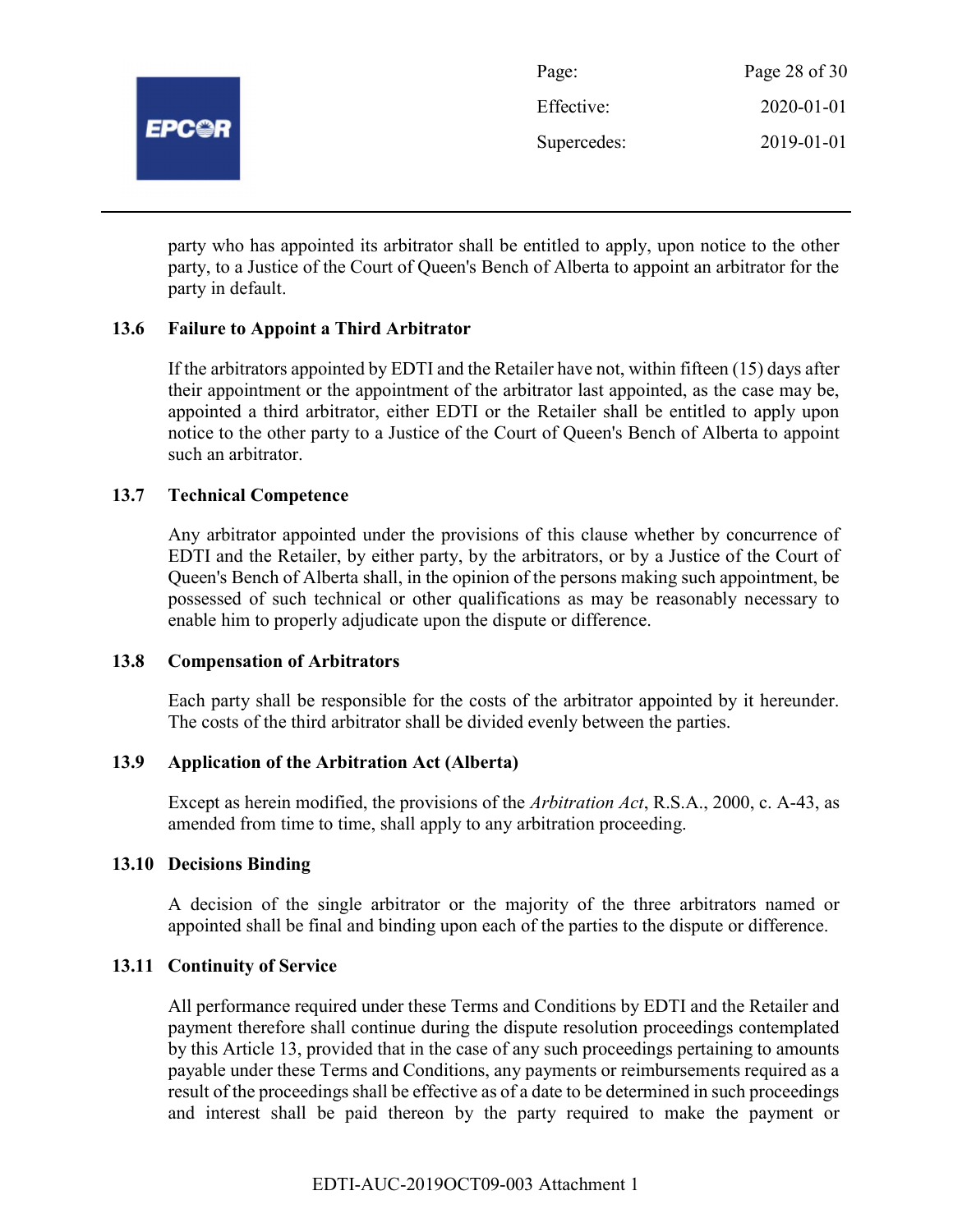party who has appointed its arbitrator shall be entitled to apply, upon notice to the other party, to a Justice of the Court of Queen's Bench of Alberta to appoint an arbitrator for the party in default.

### 13.6 Failure to Appoint a Third Arbitrator

If the arbitrators appointed by EDTI and the Retailer have not, within fifteen (15) days after their appointment or the appointment of the arbitrator last appointed, as the case may be, appointed a third arbitrator, either EDTI or the Retailer shall be entitled to apply upon notice to the other party to a Justice of the Court of Queen's Bench of Alberta to appoint such an arbitrator.

### 13.7 Technical Competence

Any arbitrator appointed under the provisions of this clause whether by concurrence of EDTI and the Retailer, by either party, by the arbitrators, or by a Justice of the Court of Queen's Bench of Alberta shall, in the opinion of the persons making such appointment, be possessed of such technical or other qualifications as may be reasonably necessary to enable him to properly adjudicate upon the dispute or difference.

### 13.8 Compensation of Arbitrators

Each party shall be responsible for the costs of the arbitrator appointed by it hereunder. The costs of the third arbitrator shall be divided evenly between the parties.

### 13.9 Application of the Arbitration Act (Alberta)

Except as herein modified, the provisions of the *Arbitration Act*, R.S.A., 2000, c. A-43, as amended from time to time, shall apply to any arbitration proceeding.

### 13.10 Decisions Binding

A decision of the single arbitrator or the majority of the three arbitrators named or appointed shall be final and binding upon each of the parties to the dispute or difference.

### 13.11 Continuity of Service

All performance required under these Terms and Conditions by EDTI and the Retailer and payment therefore shall continue during the dispute resolution proceedings contemplated by this Article 13, provided that in the case of any such proceedings pertaining to amounts payable under these Terms and Conditions, any payments or reimbursements required as a result of the proceedings shall be effective as of a date to be determined in such proceedings and interest shall be paid thereon by the party required to make the payment or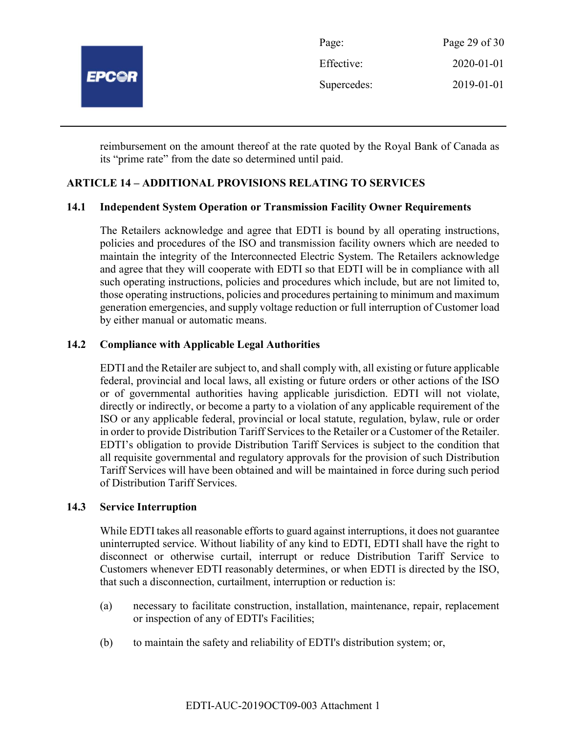reimbursement on the amount thereof at the rate quoted by the Royal Bank of Canada as its "prime rate" from the date so determined until paid.

## ARTICLE 14 – ADDITIONAL PROVISIONS RELATING TO SERVICES

### 14.1 Independent System Operation or Transmission Facility Owner Requirements

The Retailers acknowledge and agree that EDTI is bound by all operating instructions, policies and procedures of the ISO and transmission facility owners which are needed to maintain the integrity of the Interconnected Electric System. The Retailers acknowledge and agree that they will cooperate with EDTI so that EDTI will be in compliance with all such operating instructions, policies and procedures which include, but are not limited to, those operating instructions, policies and procedures pertaining to minimum and maximum generation emergencies, and supply voltage reduction or full interruption of Customer load by either manual or automatic means.

### 14.2 Compliance with Applicable Legal Authorities

EDTI and the Retailer are subject to, and shall comply with, all existing or future applicable federal, provincial and local laws, all existing or future orders or other actions of the ISO or of governmental authorities having applicable jurisdiction. EDTI will not violate, directly or indirectly, or become a party to a violation of any applicable requirement of the ISO or any applicable federal, provincial or local statute, regulation, bylaw, rule or order in order to provide Distribution Tariff Services to the Retailer or a Customer of the Retailer. EDTI's obligation to provide Distribution Tariff Services is subject to the condition that all requisite governmental and regulatory approvals for the provision of such Distribution Tariff Services will have been obtained and will be maintained in force during such period of Distribution Tariff Services.

### 14.3 Service Interruption

While EDTI takes all reasonable efforts to guard against interruptions, it does not guarantee uninterrupted service. Without liability of any kind to EDTI, EDTI shall have the right to disconnect or otherwise curtail, interrupt or reduce Distribution Tariff Service to Customers whenever EDTI reasonably determines, or when EDTI is directed by the ISO, that such a disconnection, curtailment, interruption or reduction is:

(a) necessary to facilitate construction, installation, maintenance, repair, replacement or inspection of any of EDTI's Facilities;

(b) to maintain the safety and reliability of EDTI's distribution system; or,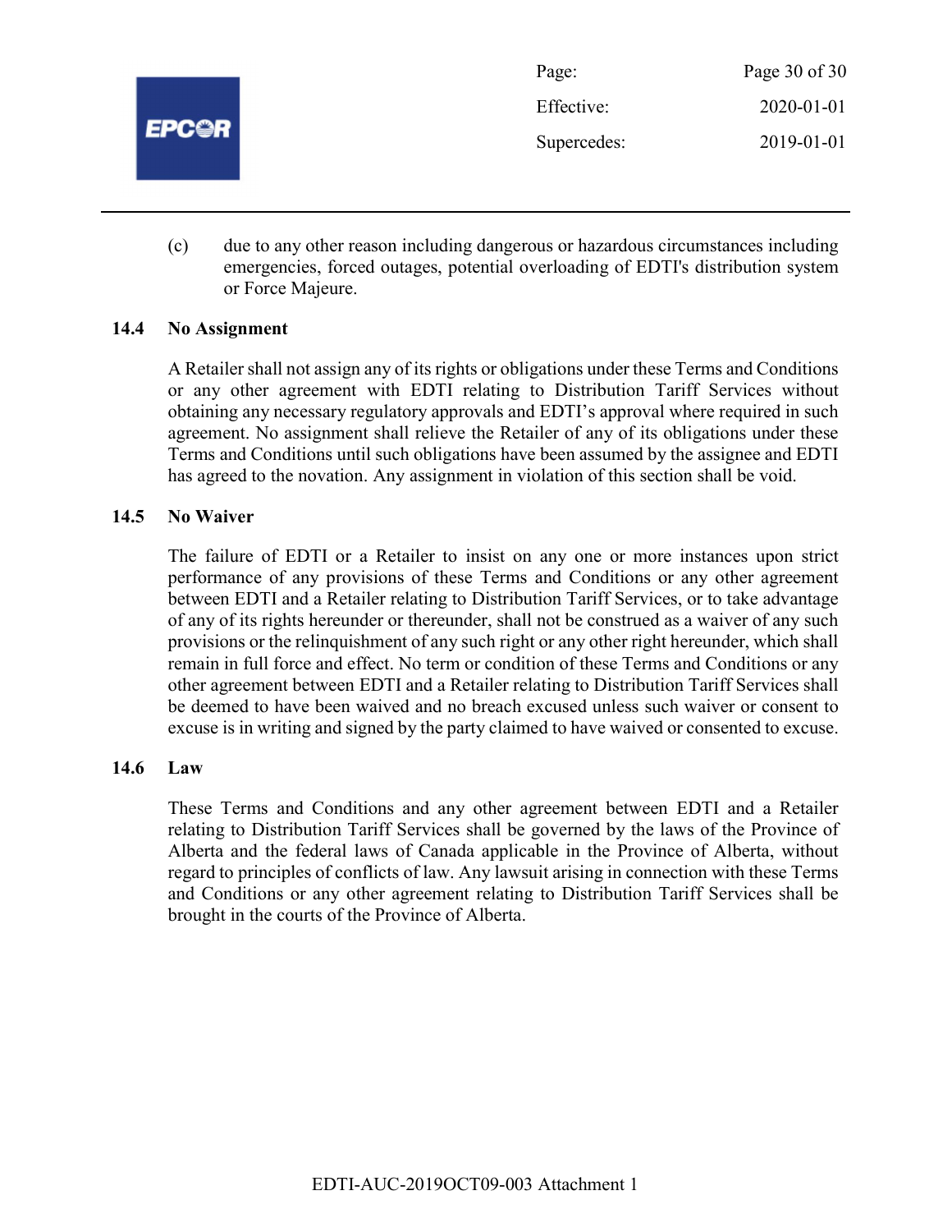(c) due to any other reason including dangerous or hazardous circumstances including emergencies, forced outages, potential overloading of EDTI's distribution system or Force Majeure.

### 14.4 No Assignment

A Retailer shall not assign any of its rights or obligations under these Terms and Conditions or any other agreement with EDTI relating to Distribution Tariff Services without obtaining any necessary regulatory approvals and EDTI's approval where required in such agreement. No assignment shall relieve the Retailer of any of its obligations under these Terms and Conditions until such obligations have been assumed by the assignee and EDTI has agreed to the novation. Any assignment in violation of this section shall be void.

### 14.5 No Waiver

The failure of EDTI or a Retailer to insist on any one or more instances upon strict performance of any provisions of these Terms and Conditions or any other agreement between EDTI and a Retailer relating to Distribution Tariff Services, or to take advantage of any of its rights hereunder or thereunder, shall not be construed as a waiver of any such provisions or the relinquishment of any such right or any other right hereunder, which shall remain in full force and effect. No term or condition of these Terms and Conditions or any other agreement between EDTI and a Retailer relating to Distribution Tariff Services shall be deemed to have been waived and no breach excused unless such waiver or consent to excuse is in writing and signed by the party claimed to have waived or consented to excuse.

### 14.6 Law

These Terms and Conditions and any other agreement between EDTI and a Retailer relating to Distribution Tariff Services shall be governed by the laws of the Province of Alberta and the federal laws of Canada applicable in the Province of Alberta, without regard to principles of conflicts of law. Any lawsuit arising in connection with these Terms and Conditions or any other agreement relating to Distribution Tariff Services shall be brought in the courts of the Province of Alberta.